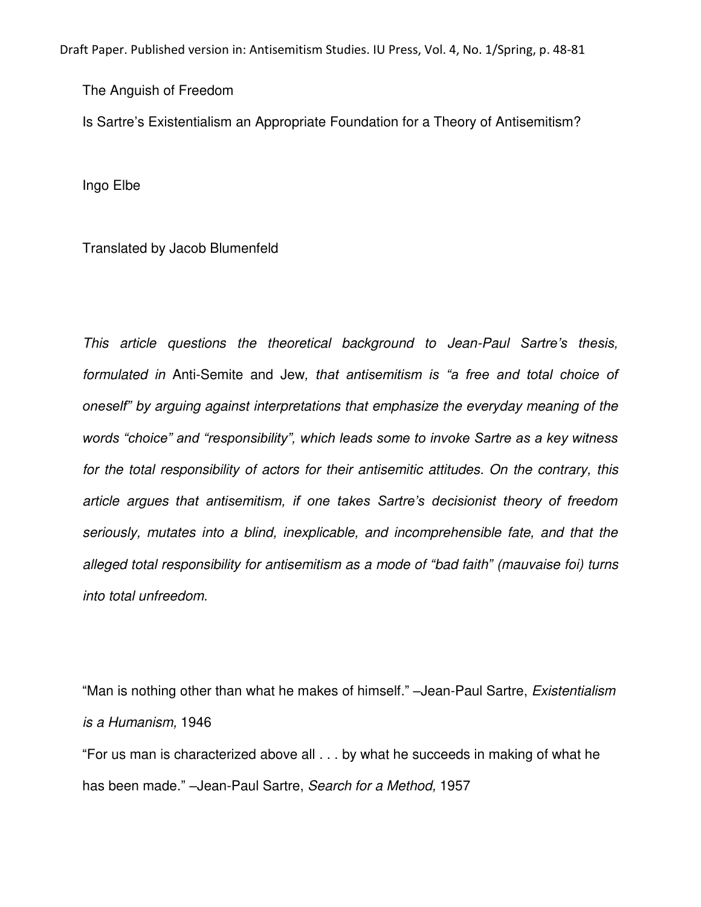Draft Paper. Published version in: Antisemitism Studies. IU Press, Vol. 4, No. 1/Spring, p. 48-81

# The Anguish of Freedom

## Is Sartre's Existentialism an Appropriate Foundation for a Theory of Antisemitism?

Ingo Elbe

Translated by Jacob Blumenfeld

*This article questions the theoretical background to Jean-Paul Sartre's thesis, formulated in* Anti-Semite and Jew*, that antisemitism is "a free and total choice of oneself" by arguing against interpretations that emphasize the everyday meaning of the words "choice" and "responsibility", which leads some to invoke Sartre as a key witness for the total responsibility of actors for their antisemitic attitudes. On the contrary, this article argues that antisemitism, if one takes Sartre's decisionist theory of freedom seriously, mutates into a blind, inexplicable, and incomprehensible fate, and that the alleged total responsibility for antisemitism as a mode of "bad faith" (mauvaise foi) turns into total unfreedom.*

"Man is nothing other than what he makes of himself." –Jean-Paul Sartre, *Existentialism is a Humanism,* 1946

"For us man is characterized above all . . . by what he succeeds in making of what he has been made." –Jean-Paul Sartre, *Search for a Method,* 1957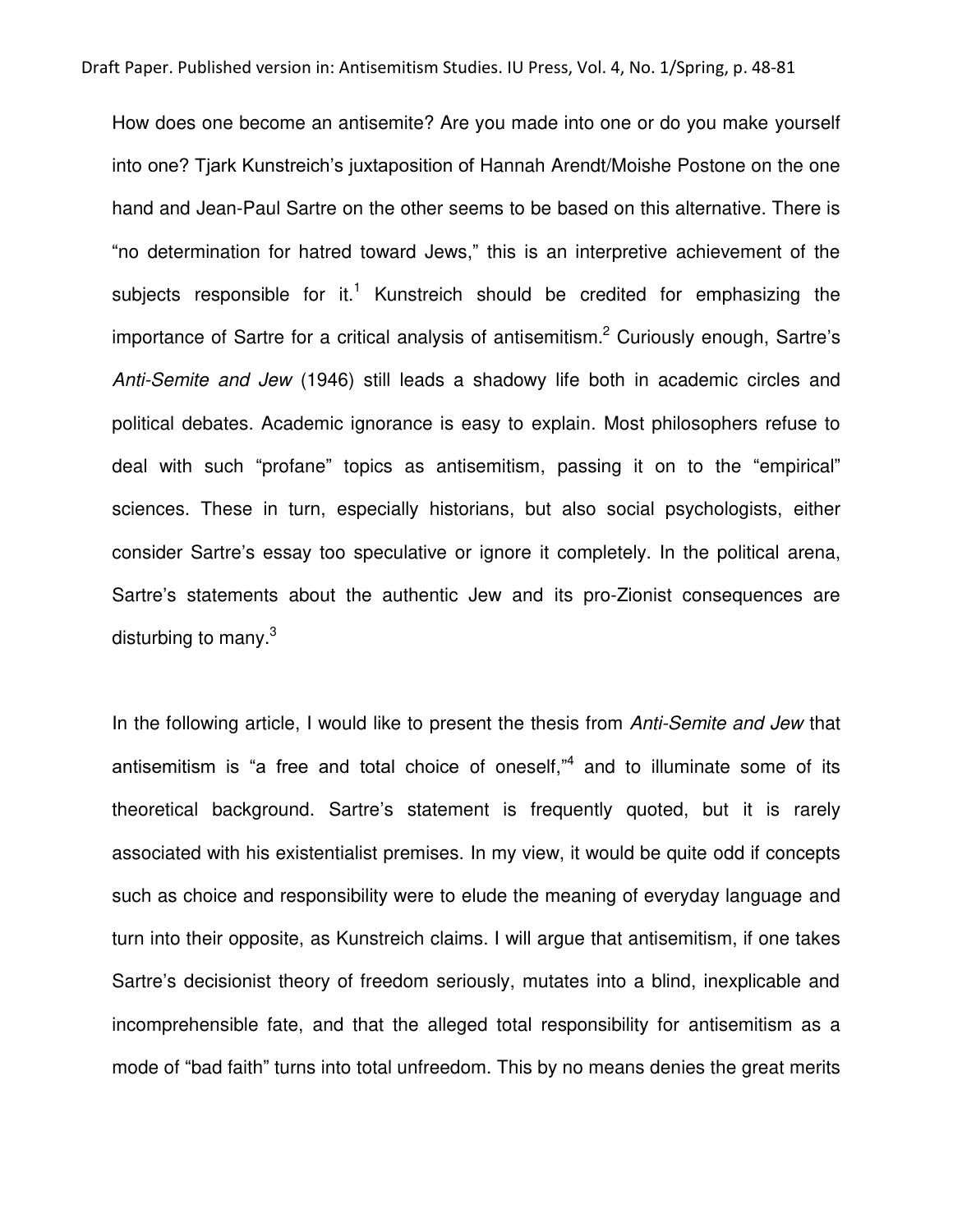How does one become an antisemite? Are you made into one or do you make yourself into one? Tjark Kunstreich's juxtaposition of Hannah Arendt/Moishe Postone on the one hand and Jean-Paul Sartre on the other seems to be based on this alternative. There is "no determination for hatred toward Jews," this is an interpretive achievement of the subjects responsible for it.[1] Kunstreich should be credited for emphasizing the importance of Sartre for a critical analysis of antisemitism.[2] Curiously enough, Sartre's *Anti-Semite and Jew* (1946) still leads a shadowy life both in academic circles and political debates. Academic ignorance is easy to explain. Most philosophers refuse to deal with such "profane" topics as antisemitism, passing it on to the "empirical" sciences. These in turn, especially historians, but also social psychologists, either consider Sartre's essay too speculative or ignore it completely. In the political arena, Sartre's statements about the authentic Jew and its pro-Zionist consequences are disturbing to many.[3]

In the following article, I would like to present the thesis from *Anti-Semite and Jew* that antisemitism is "a free and total choice of oneself,"[4] and to illuminate some of its theoretical background. Sartre's statement is frequently quoted, but it is rarely associated with his existentialist premises. In my view, it would be quite odd if concepts such as choice and responsibility were to elude the meaning of everyday language and turn into their opposite, as Kunstreich claims. I will argue that antisemitism, if one takes Sartre's decisionist theory of freedom seriously, mutates into a blind, inexplicable and incomprehensible fate, and that the alleged total responsibility for antisemitism as a mode of "bad faith" turns into total unfreedom. This by no means denies the great merits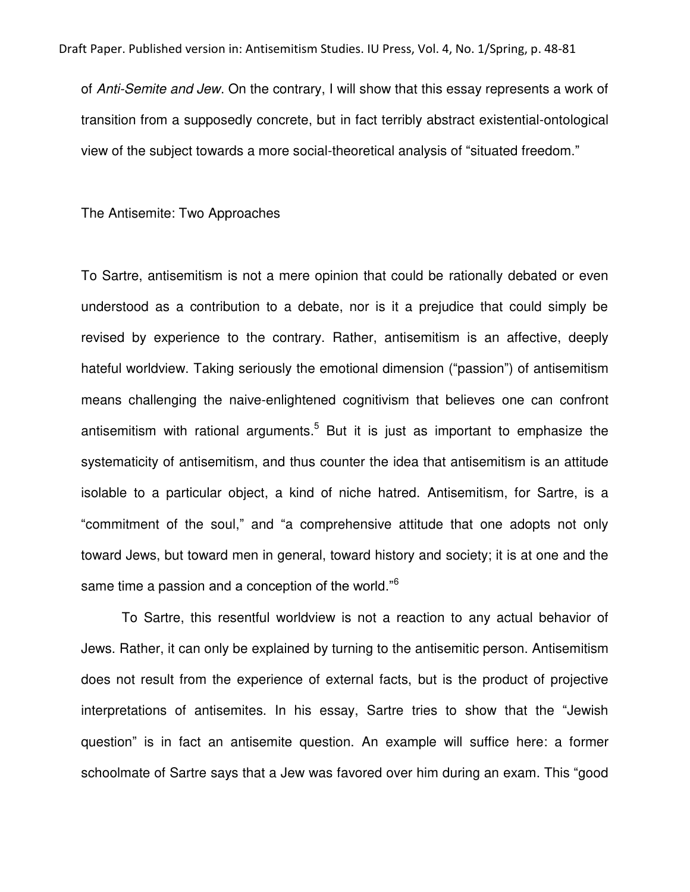of *Anti-Semite and Jew*. On the contrary, I will show that this essay represents a work of transition from a supposedly concrete, but in fact terribly abstract existential-ontological view of the subject towards a more social-theoretical analysis of "situated freedom."

## The Antisemite: Two Approaches

To Sartre, antisemitism is not a mere opinion that could be rationally debated or even understood as a contribution to a debate, nor is it a prejudice that could simply be revised by experience to the contrary. Rather, antisemitism is an affective, deeply hateful worldview. Taking seriously the emotional dimension ("passion") of antisemitism means challenging the naive-enlightened cognitivism that believes one can confront antisemitism with rational arguments.[5] But it is just as important to emphasize the systematicity of antisemitism, and thus counter the idea that antisemitism is an attitude isolable to a particular object, a kind of niche hatred. Antisemitism, for Sartre, is a "commitment of the soul," and "a comprehensive attitude that one adopts not only toward Jews, but toward men in general, toward history and society; it is at one and the same time a passion and a conception of the world."[6]

To Sartre, this resentful worldview is not a reaction to any actual behavior of Jews. Rather, it can only be explained by turning to the antisemitic person. Antisemitism does not result from the experience of external facts, but is the product of projective interpretations of antisemites. In his essay, Sartre tries to show that the "Jewish question" is in fact an antisemite question. An example will suffice here: a former schoolmate of Sartre says that a Jew was favored over him during an exam. This "good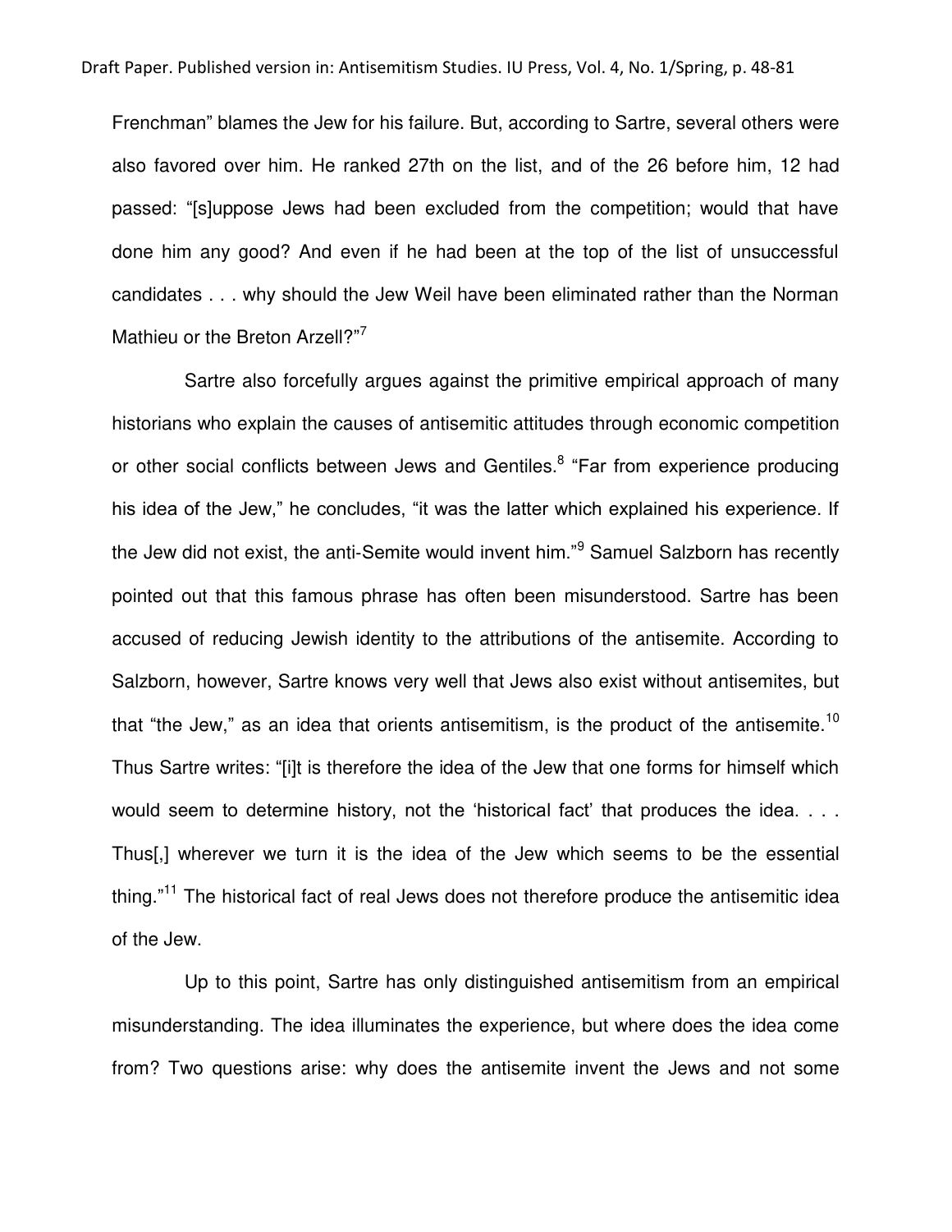Frenchman" blames the Jew for his failure. But, according to Sartre, several others were also favored over him. He ranked 27th on the list, and of the 26 before him, 12 had passed: "[s]uppose Jews had been excluded from the competition; would that have done him any good? And even if he had been at the top of the list of unsuccessful candidates . . . why should the Jew Weil have been eliminated rather than the Norman Mathieu or the Breton Arzell?"[7]

Sartre also forcefully argues against the primitive empirical approach of many historians who explain the causes of antisemitic attitudes through economic competition or other social conflicts between Jews and Gentiles.[8] "Far from experience producing his idea of the Jew," he concludes, "it was the latter which explained his experience. If the Jew did not exist, the anti-Semite would invent him."[9] Samuel Salzborn has recently pointed out that this famous phrase has often been misunderstood. Sartre has been accused of reducing Jewish identity to the attributions of the antisemite. According to Salzborn, however, Sartre knows very well that Jews also exist without antisemites, but that "the Jew," as an idea that orients antisemitism, is the product of the antisemite.[10] Thus Sartre writes: "[i]t is therefore the idea of the Jew that one forms for himself which would seem to determine history, not the 'historical fact' that produces the idea. . . . Thus[,] wherever we turn it is the idea of the Jew which seems to be the essential thing."[11] The historical fact of real Jews does not therefore produce the antisemitic idea of the Jew.

Up to this point, Sartre has only distinguished antisemitism from an empirical misunderstanding. The idea illuminates the experience, but where does the idea come from? Two questions arise: why does the antisemite invent the Jews and not some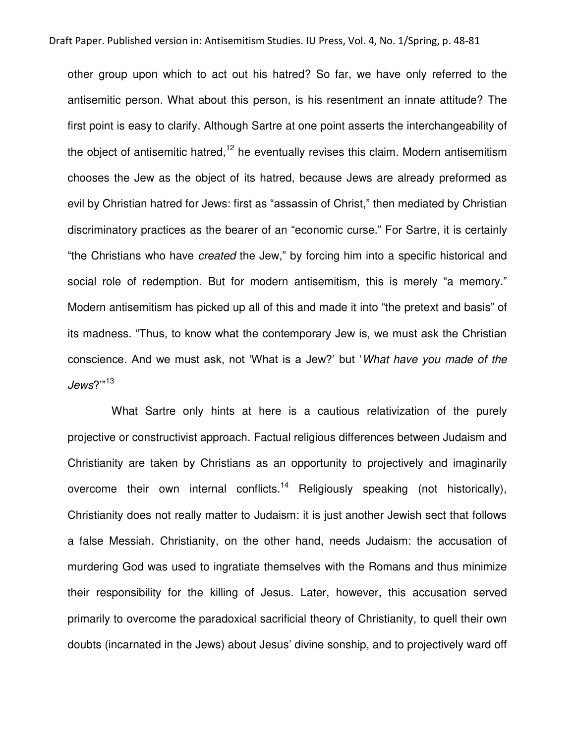other group upon which to act out his hatred? So far, we have only referred to the antisemitic person. What about this person, is his resentment an innate attitude? The first point is easy to clarify. Although Sartre at one point asserts the interchangeability of the object of antisemitic hatred,[12] he eventually revises this claim. Modern antisemitism chooses the Jew as the object of its hatred, because Jews are already preformed as evil by Christian hatred for Jews: first as "assassin of Christ," then mediated by Christian discriminatory practices as the bearer of an "economic curse." For Sartre, it is certainly "the Christians who have *created* the Jew," by forcing him into a specific historical and social role of redemption. But for modern antisemitism, this is merely "a memory." Modern antisemitism has picked up all of this and made it into "the pretext and basis" of its madness. "Thus, to know what the contemporary Jew is, we must ask the Christian conscience. And we must ask, not 'What is a Jew?' but '*What have you made of the Jews*?'"[13]

What Sartre only hints at here is a cautious relativization of the purely projective or constructivist approach. Factual religious differences between Judaism and Christianity are taken by Christians as an opportunity to projectively and imaginarily overcome their own internal conflicts.[14] Religiously speaking (not historically), Christianity does not really matter to Judaism: it is just another Jewish sect that follows a false Messiah. Christianity, on the other hand, needs Judaism: the accusation of murdering God was used to ingratiate themselves with the Romans and thus minimize their responsibility for the killing of Jesus. Later, however, this accusation served primarily to overcome the paradoxical sacrificial theory of Christianity, to quell their own doubts (incarnated in the Jews) about Jesus' divine sonship, and to projectively ward off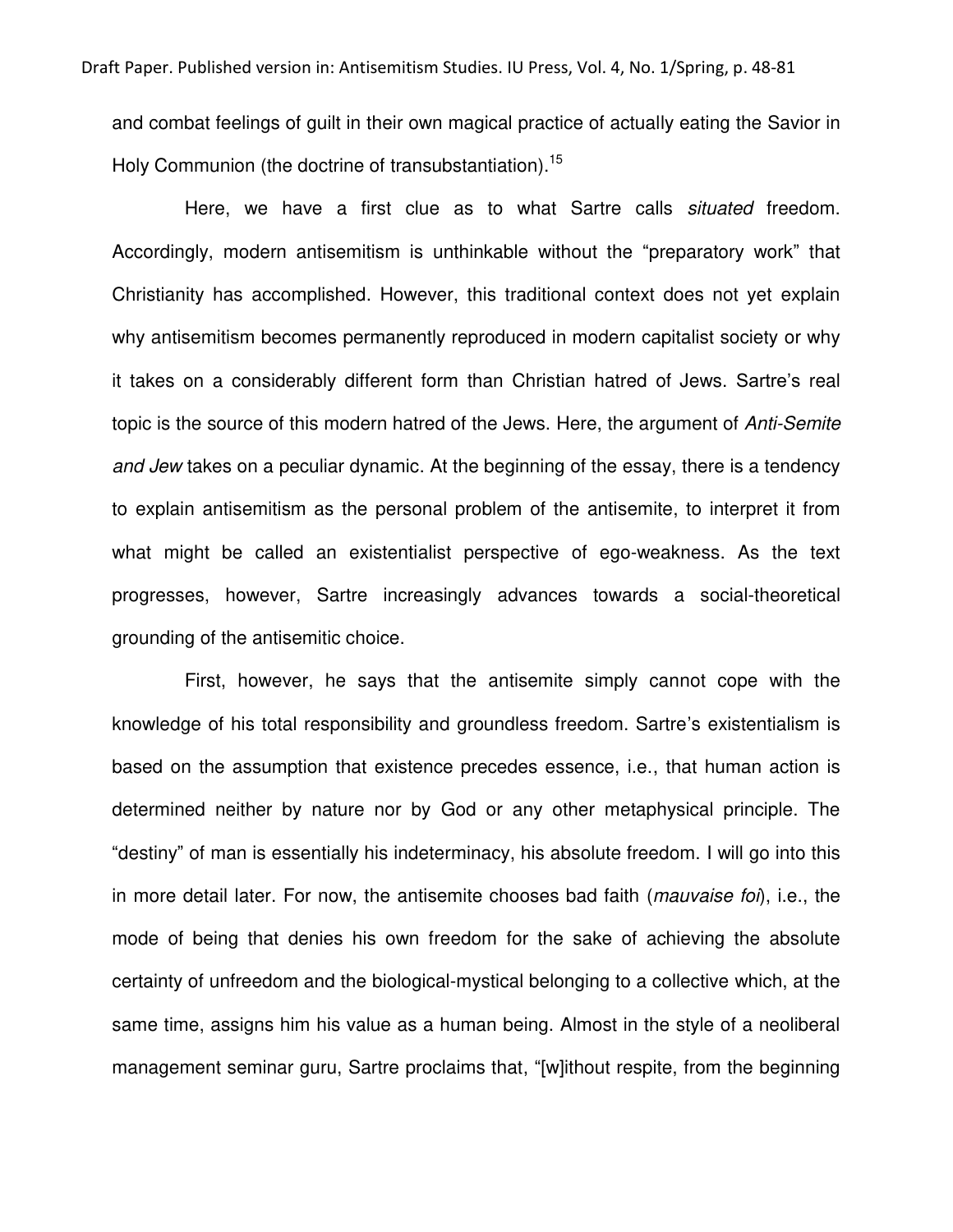and combat feelings of guilt in their own magical practice of actually eating the Savior in Holy Communion (the doctrine of transubstantiation).[15]

Here, we have a first clue as to what Sartre calls *situated* freedom. Accordingly, modern antisemitism is unthinkable without the "preparatory work" that Christianity has accomplished. However, this traditional context does not yet explain why antisemitism becomes permanently reproduced in modern capitalist society or why it takes on a considerably different form than Christian hatred of Jews. Sartre's real topic is the source of this modern hatred of the Jews. Here, the argument of *Anti-Semite and Jew* takes on a peculiar dynamic. At the beginning of the essay, there is a tendency to explain antisemitism as the personal problem of the antisemite, to interpret it from what might be called an existentialist perspective of ego-weakness. As the text progresses, however, Sartre increasingly advances towards a social-theoretical grounding of the antisemitic choice.

First, however, he says that the antisemite simply cannot cope with the knowledge of his total responsibility and groundless freedom. Sartre's existentialism is based on the assumption that existence precedes essence, i.e., that human action is determined neither by nature nor by God or any other metaphysical principle. The "destiny" of man is essentially his indeterminacy, his absolute freedom. I will go into this in more detail later. For now, the antisemite chooses bad faith (*mauvaise foi*), i.e., the mode of being that denies his own freedom for the sake of achieving the absolute certainty of unfreedom and the biological-mystical belonging to a collective which, at the same time, assigns him his value as a human being. Almost in the style of a neoliberal management seminar guru, Sartre proclaims that, "[w]ithout respite, from the beginning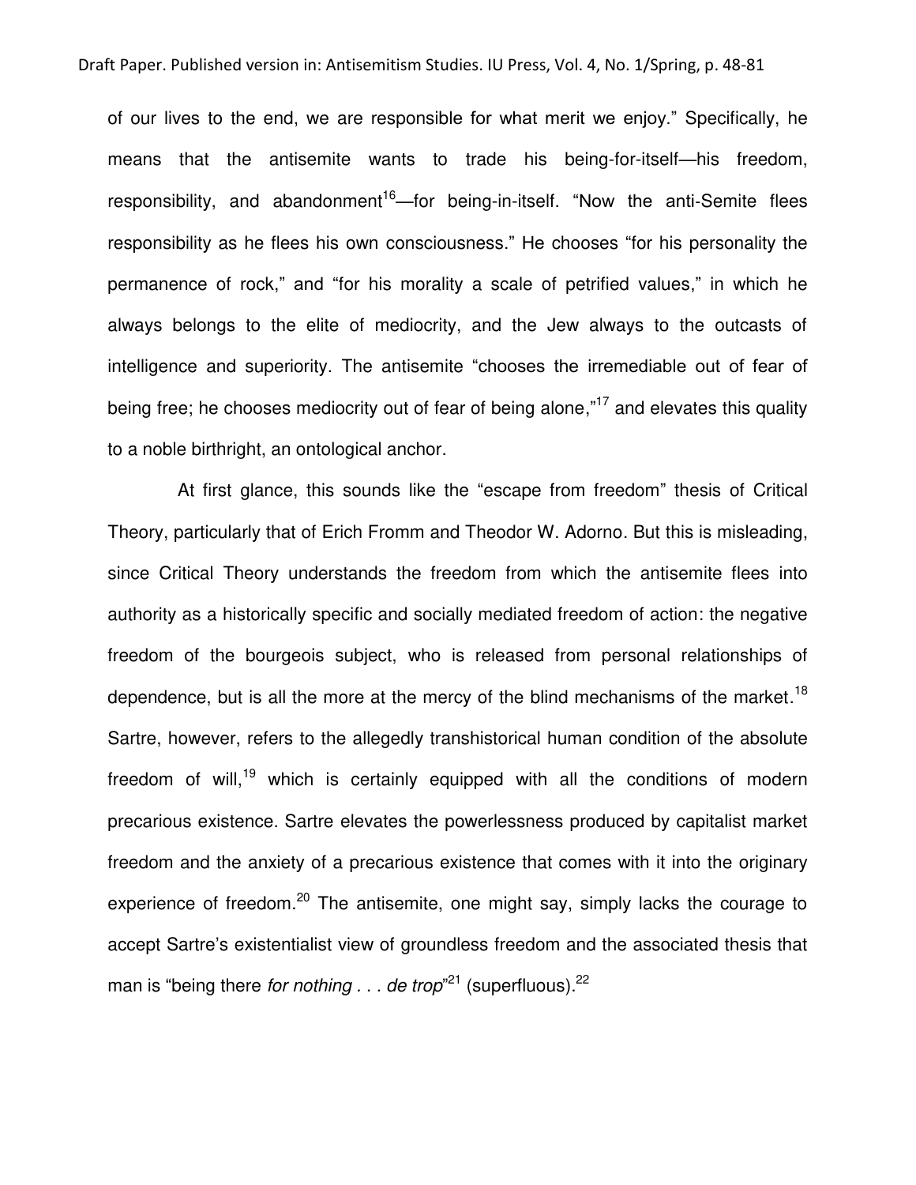of our lives to the end, we are responsible for what merit we enjoy." Specifically, he means that the antisemite wants to trade his being-for-itself—his freedom, responsibility, and abandonment[16]—for being-in-itself. "Now the anti-Semite flees responsibility as he flees his own consciousness." He chooses "for his personality the permanence of rock," and "for his morality a scale of petrified values," in which he always belongs to the elite of mediocrity, and the Jew always to the outcasts of intelligence and superiority. The antisemite "chooses the irremediable out of fear of being free; he chooses mediocrity out of fear of being alone,"[17] and elevates this quality to a noble birthright, an ontological anchor.

At first glance, this sounds like the "escape from freedom" thesis of Critical Theory, particularly that of Erich Fromm and Theodor W. Adorno. But this is misleading, since Critical Theory understands the freedom from which the antisemite flees into authority as a historically specific and socially mediated freedom of action: the negative freedom of the bourgeois subject, who is released from personal relationships of dependence, but is all the more at the mercy of the blind mechanisms of the market.[18] Sartre, however, refers to the allegedly transhistorical human condition of the absolute freedom of will,[19] which is certainly equipped with all the conditions of modern precarious existence. Sartre elevates the powerlessness produced by capitalist market freedom and the anxiety of a precarious existence that comes with it into the originary experience of freedom.[20] The antisemite, one might say, simply lacks the courage to accept Sartre's existentialist view of groundless freedom and the associated thesis that man is "being there *for nothing . . . de trop*"[21] (superfluous).[22]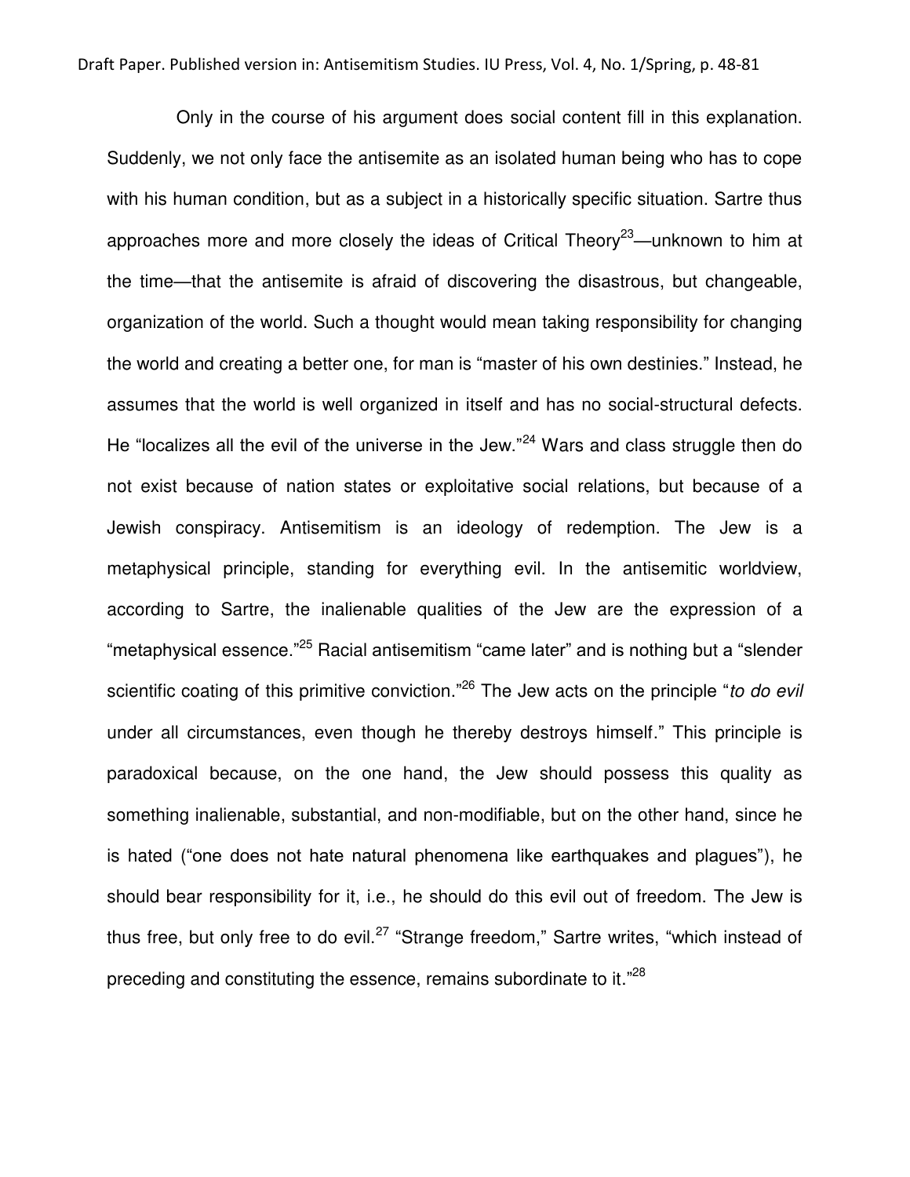Only in the course of his argument does social content fill in this explanation. Suddenly, we not only face the antisemite as an isolated human being who has to cope with his human condition, but as a subject in a historically specific situation. Sartre thus approaches more and more closely the ideas of Critical Theory[23]—unknown to him at the time—that the antisemite is afraid of discovering the disastrous, but changeable, organization of the world. Such a thought would mean taking responsibility for changing the world and creating a better one, for man is "master of his own destinies." Instead, he assumes that the world is well organized in itself and has no social-structural defects. He "localizes all the evil of the universe in the Jew."[24] Wars and class struggle then do not exist because of nation states or exploitative social relations, but because of a Jewish conspiracy. Antisemitism is an ideology of redemption. The Jew is a metaphysical principle, standing for everything evil. In the antisemitic worldview, according to Sartre, the inalienable qualities of the Jew are the expression of a "metaphysical essence."[25] Racial antisemitism "came later" and is nothing but a "slender scientific coating of this primitive conviction."[26] The Jew acts on the principle "*to do evil* under all circumstances, even though he thereby destroys himself." This principle is paradoxical because, on the one hand, the Jew should possess this quality as something inalienable, substantial, and non-modifiable, but on the other hand, since he is hated ("one does not hate natural phenomena like earthquakes and plagues"), he should bear responsibility for it, i.e., he should do this evil out of freedom. The Jew is thus free, but only free to do evil.[27] "Strange freedom," Sartre writes, "which instead of preceding and constituting the essence, remains subordinate to it."[28]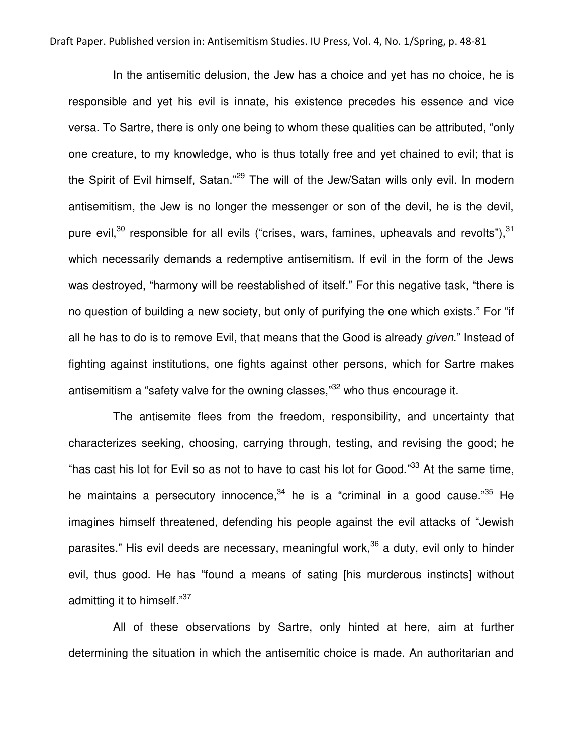In the antisemitic delusion, the Jew has a choice and yet has no choice, he is responsible and yet his evil is innate, his existence precedes his essence and vice versa. To Sartre, there is only one being to whom these qualities can be attributed, "only one creature, to my knowledge, who is thus totally free and yet chained to evil; that is the Spirit of Evil himself, Satan."[29] The will of the Jew/Satan wills only evil. In modern antisemitism, the Jew is no longer the messenger or son of the devil, he is the devil, pure evil,[30] responsible for all evils ("crises, wars, famines, upheavals and revolts"),[31] which necessarily demands a redemptive antisemitism. If evil in the form of the Jews was destroyed, "harmony will be reestablished of itself." For this negative task, "there is no question of building a new society, but only of purifying the one which exists." For "if all he has to do is to remove Evil, that means that the Good is already *given*." Instead of fighting against institutions, one fights against other persons, which for Sartre makes antisemitism a "safety valve for the owning classes,"[32] who thus encourage it.

The antisemite flees from the freedom, responsibility, and uncertainty that characterizes seeking, choosing, carrying through, testing, and revising the good; he "has cast his lot for Evil so as not to have to cast his lot for Good."[33] At the same time, he maintains a persecutory innocence,[34] he is a "criminal in a good cause."[35] He imagines himself threatened, defending his people against the evil attacks of "Jewish parasites." His evil deeds are necessary, meaningful work,[36] a duty, evil only to hinder evil, thus good. He has "found a means of sating [his murderous instincts] without admitting it to himself."[37]

All of these observations by Sartre, only hinted at here, aim at further determining the situation in which the antisemitic choice is made. An authoritarian and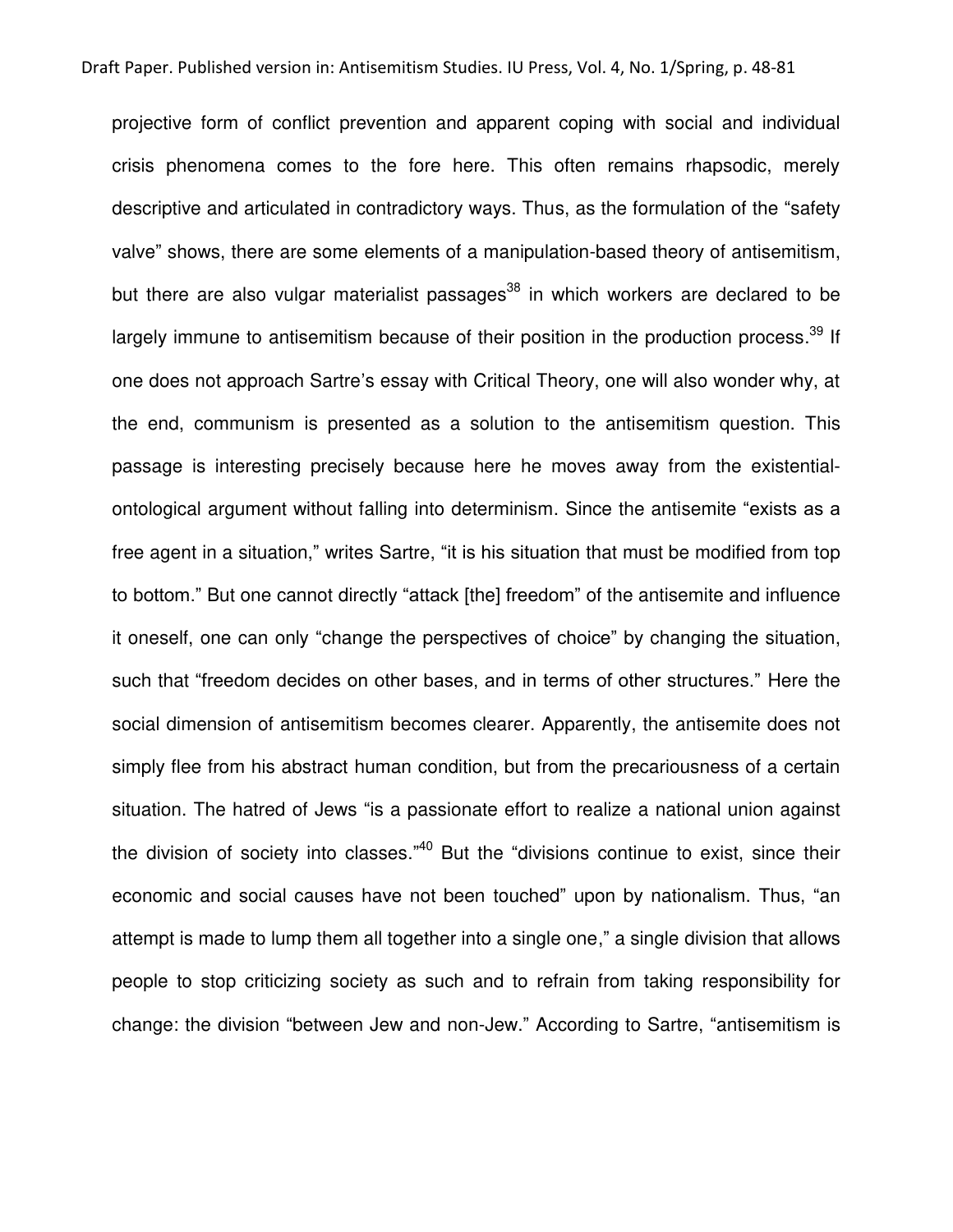projective form of conflict prevention and apparent coping with social and individual crisis phenomena comes to the fore here. This often remains rhapsodic, merely descriptive and articulated in contradictory ways. Thus, as the formulation of the "safety valve" shows, there are some elements of a manipulation-based theory of antisemitism, but there are also vulgar materialist passages[38] in which workers are declared to be largely immune to antisemitism because of their position in the production process.[39] If one does not approach Sartre's essay with Critical Theory, one will also wonder why, at the end, communism is presented as a solution to the antisemitism question. This passage is interesting precisely because here he moves away from the existential-ontological argument without falling into determinism. Since the antisemite "exists as a free agent in a situation," writes Sartre, "it is his situation that must be modified from top to bottom." But one cannot directly "attack [the] freedom" of the antisemite and influence it oneself, one can only "change the perspectives of choice" by changing the situation, such that "freedom decides on other bases, and in terms of other structures." Here the social dimension of antisemitism becomes clearer. Apparently, the antisemite does not simply flee from his abstract human condition, but from the precariousness of a certain situation. The hatred of Jews "is a passionate effort to realize a national union against the division of society into classes."[40] But the "divisions continue to exist, since their economic and social causes have not been touched" upon by nationalism. Thus, "an attempt is made to lump them all together into a single one," a single division that allows people to stop criticizing society as such and to refrain from taking responsibility for change: the division "between Jew and non-Jew." According to Sartre, "antisemitism is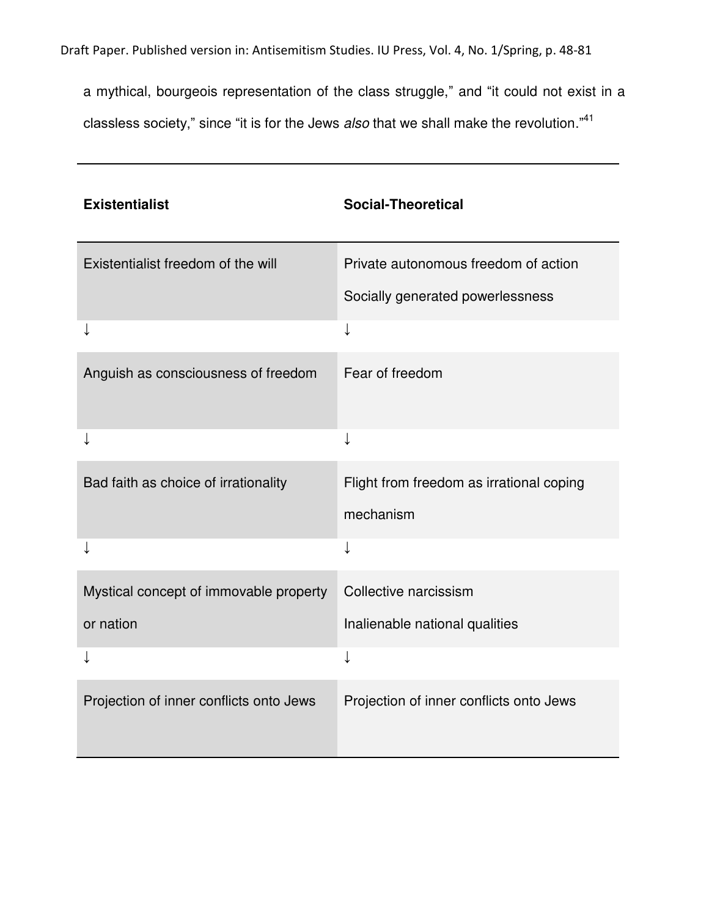a mythical, bourgeois representation of the class struggle," and "it could not exist in a classless society," since "it is for the Jews *also* that we shall make the revolution."[41]

| **Existentialist** | **Social-Theoretical** |
|---|---|
| Existentialist freedom of the will | Private autonomous freedom of action<br>Socially generated powerlessness |
| ↓ | ↓ |
| Anguish as consciousness of freedom | Fear of freedom |
| ↓ | ↓ |
| Bad faith as choice of irrationality | Flight from freedom as irrational coping mechanism |
| ↓ | ↓ |
| Mystical concept of immovable property or nation | Collective narcissism<br>Inalienable national qualities |
| ↓ | ↓ |
| Projection of inner conflicts onto Jews | Projection of inner conflicts onto Jews |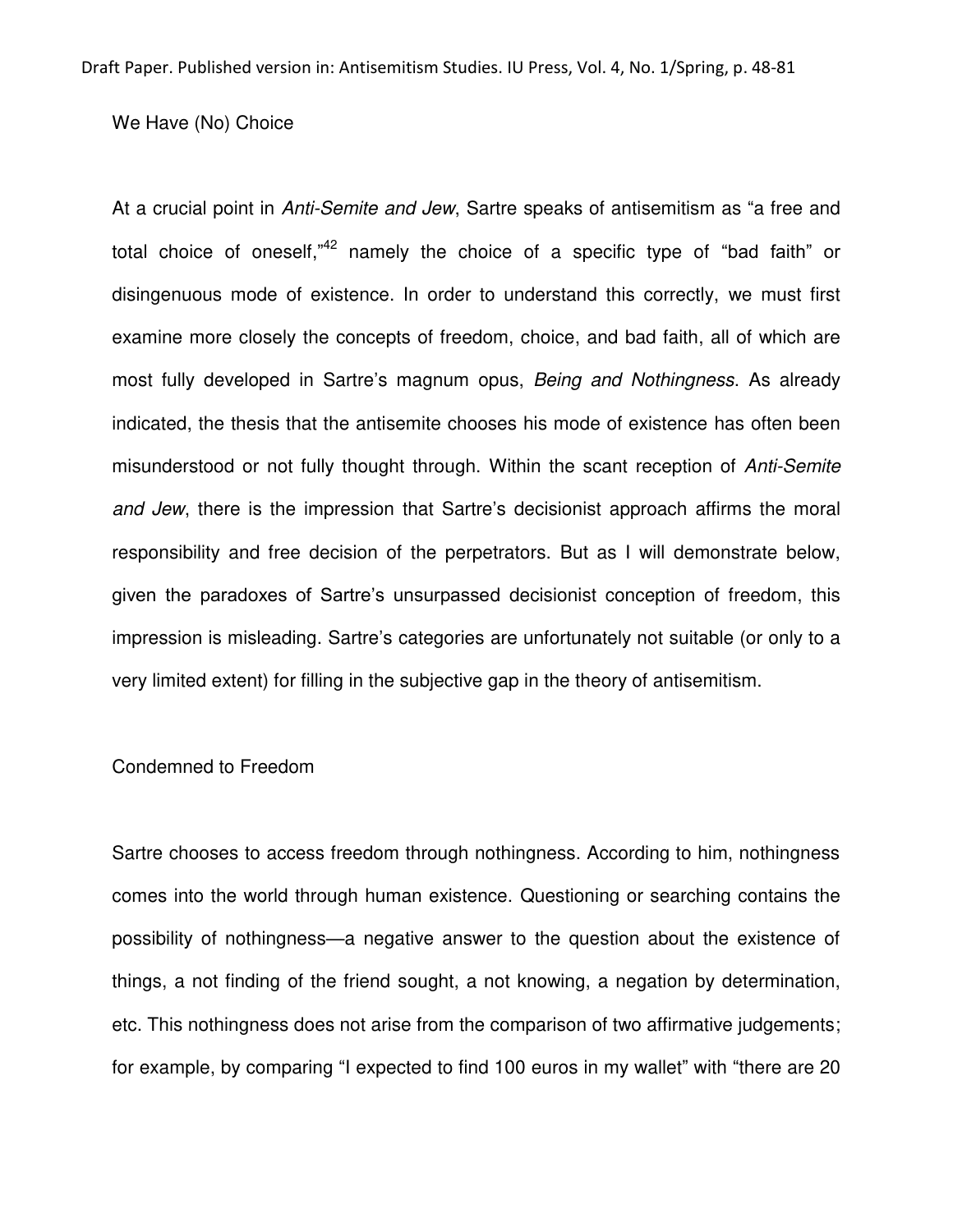## We Have (No) Choice

At a crucial point in *Anti-Semite and Jew*, Sartre speaks of antisemitism as "a free and total choice of oneself,"[42] namely the choice of a specific type of "bad faith" or disingenuous mode of existence. In order to understand this correctly, we must first examine more closely the concepts of freedom, choice, and bad faith, all of which are most fully developed in Sartre's magnum opus, *Being and Nothingness*. As already indicated, the thesis that the antisemite chooses his mode of existence has often been misunderstood or not fully thought through. Within the scant reception of *Anti-Semite and Jew*, there is the impression that Sartre's decisionist approach affirms the moral responsibility and free decision of the perpetrators. But as I will demonstrate below, given the paradoxes of Sartre's unsurpassed decisionist conception of freedom, this impression is misleading. Sartre's categories are unfortunately not suitable (or only to a very limited extent) for filling in the subjective gap in the theory of antisemitism.

### Condemned to Freedom

Sartre chooses to access freedom through nothingness. According to him, nothingness comes into the world through human existence. Questioning or searching contains the possibility of nothingness—a negative answer to the question about the existence of things, a not finding of the friend sought, a not knowing, a negation by determination, etc. This nothingness does not arise from the comparison of two affirmative judgements; for example, by comparing "I expected to find 100 euros in my wallet" with "there are 20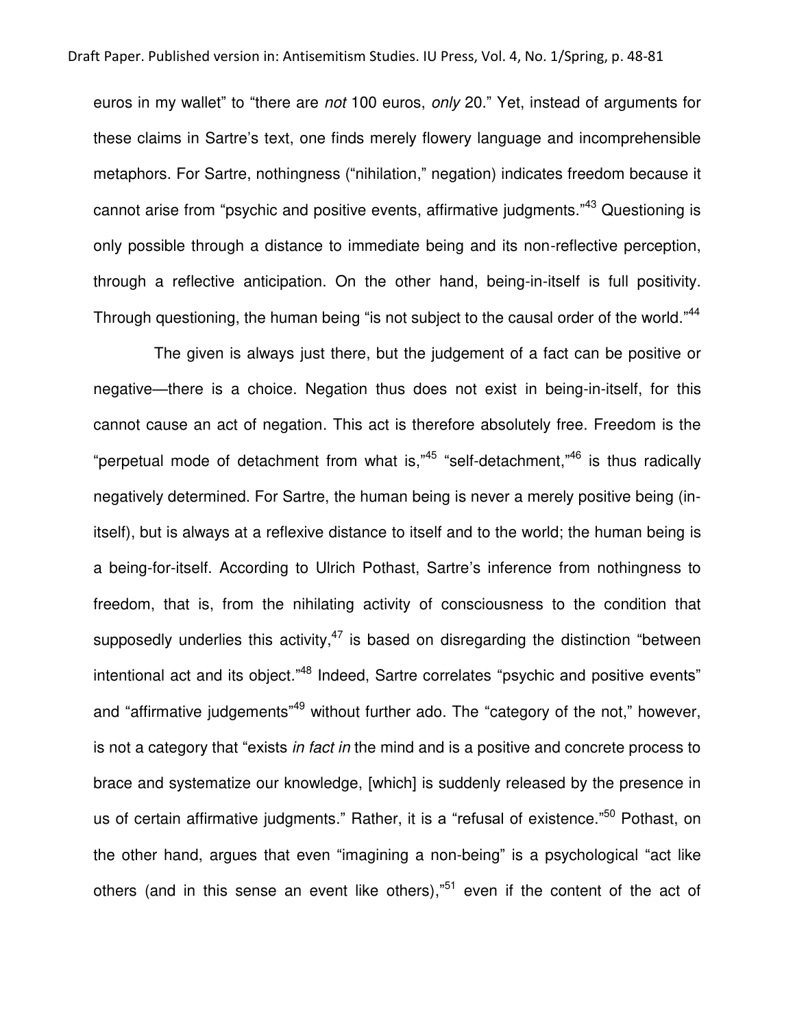euros in my wallet" to "there are *not* 100 euros, *only* 20." Yet, instead of arguments for these claims in Sartre's text, one finds merely flowery language and incomprehensible metaphors. For Sartre, nothingness ("nihilation," negation) indicates freedom because it cannot arise from "psychic and positive events, affirmative judgments."[43] Questioning is only possible through a distance to immediate being and its non-reflective perception, through a reflective anticipation. On the other hand, being-in-itself is full positivity. Through questioning, the human being "is not subject to the causal order of the world."[44]

The given is always just there, but the judgement of a fact can be positive or negative—there is a choice. Negation thus does not exist in being-in-itself, for this cannot cause an act of negation. This act is therefore absolutely free. Freedom is the "perpetual mode of detachment from what is,"[45] "self-detachment,"[46] is thus radically negatively determined. For Sartre, the human being is never a merely positive being (in-itself), but is always at a reflexive distance to itself and to the world; the human being is a being-for-itself. According to Ulrich Pothast, Sartre's inference from nothingness to freedom, that is, from the nihilating activity of consciousness to the condition that supposedly underlies this activity,[47] is based on disregarding the distinction "between intentional act and its object."[48] Indeed, Sartre correlates "psychic and positive events" and "affirmative judgements"[49] without further ado. The "category of the not," however, is not a category that "exists *in fact in* the mind and is a positive and concrete process to brace and systematize our knowledge, [which] is suddenly released by the presence in us of certain affirmative judgments." Rather, it is a "refusal of existence."[50] Pothast, on the other hand, argues that even "imagining a non-being" is a psychological "act like others (and in this sense an event like others),"[51] even if the content of the act of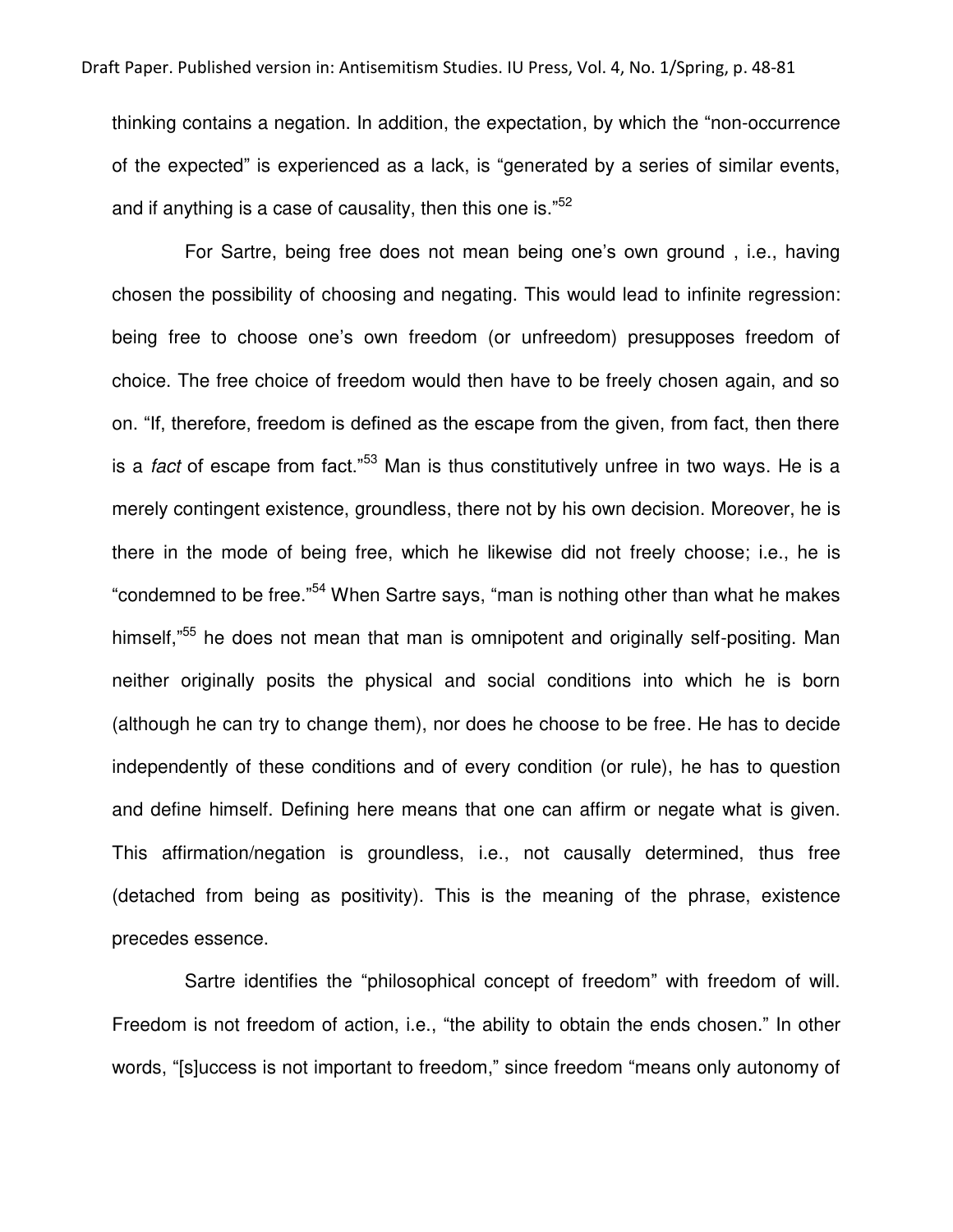thinking contains a negation. In addition, the expectation, by which the "non-occurrence of the expected" is experienced as a lack, is "generated by a series of similar events, and if anything is a case of causality, then this one is."[52]

For Sartre, being free does not mean being one's own ground , i.e., having chosen the possibility of choosing and negating. This would lead to infinite regression: being free to choose one's own freedom (or unfreedom) presupposes freedom of choice. The free choice of freedom would then have to be freely chosen again, and so on. "If, therefore, freedom is defined as the escape from the given, from fact, then there is a *fact* of escape from fact."[53] Man is thus constitutively unfree in two ways. He is a merely contingent existence, groundless, there not by his own decision. Moreover, he is there in the mode of being free, which he likewise did not freely choose; i.e., he is "condemned to be free."[54] When Sartre says, "man is nothing other than what he makes himself,"[55] he does not mean that man is omnipotent and originally self-positing. Man neither originally posits the physical and social conditions into which he is born (although he can try to change them), nor does he choose to be free. He has to decide independently of these conditions and of every condition (or rule), he has to question and define himself. Defining here means that one can affirm or negate what is given. This affirmation/negation is groundless, i.e., not causally determined, thus free (detached from being as positivity). This is the meaning of the phrase, existence precedes essence.

Sartre identifies the "philosophical concept of freedom" with freedom of will. Freedom is not freedom of action, i.e., "the ability to obtain the ends chosen." In other words, "[s]uccess is not important to freedom," since freedom "means only autonomy of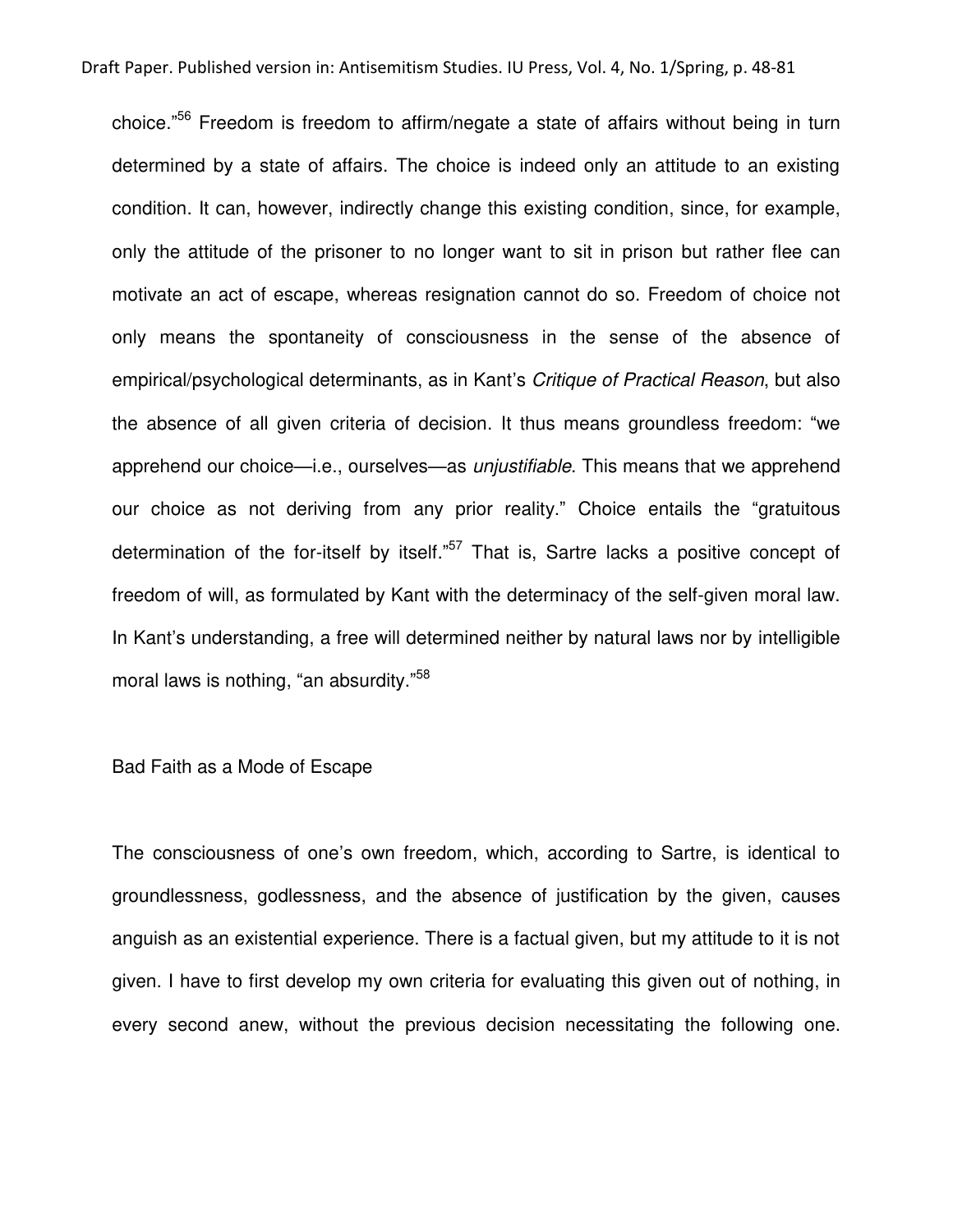choice."[56] Freedom is freedom to affirm/negate a state of affairs without being in turn determined by a state of affairs. The choice is indeed only an attitude to an existing condition. It can, however, indirectly change this existing condition, since, for example, only the attitude of the prisoner to no longer want to sit in prison but rather flee can motivate an act of escape, whereas resignation cannot do so. Freedom of choice not only means the spontaneity of consciousness in the sense of the absence of empirical/psychological determinants, as in Kant's *Critique of Practical Reason*, but also the absence of all given criteria of decision. It thus means groundless freedom: "we apprehend our choice—i.e., ourselves—as *unjustifiable*. This means that we apprehend our choice as not deriving from any prior reality." Choice entails the "gratuitous determination of the for-itself by itself."[57] That is, Sartre lacks a positive concept of freedom of will, as formulated by Kant with the determinacy of the self-given moral law. In Kant's understanding, a free will determined neither by natural laws nor by intelligible moral laws is nothing, "an absurdity."[58]

## Bad Faith as a Mode of Escape

The consciousness of one's own freedom, which, according to Sartre, is identical to groundlessness, godlessness, and the absence of justification by the given, causes anguish as an existential experience. There is a factual given, but my attitude to it is not given. I have to first develop my own criteria for evaluating this given out of nothing, in every second anew, without the previous decision necessitating the following one.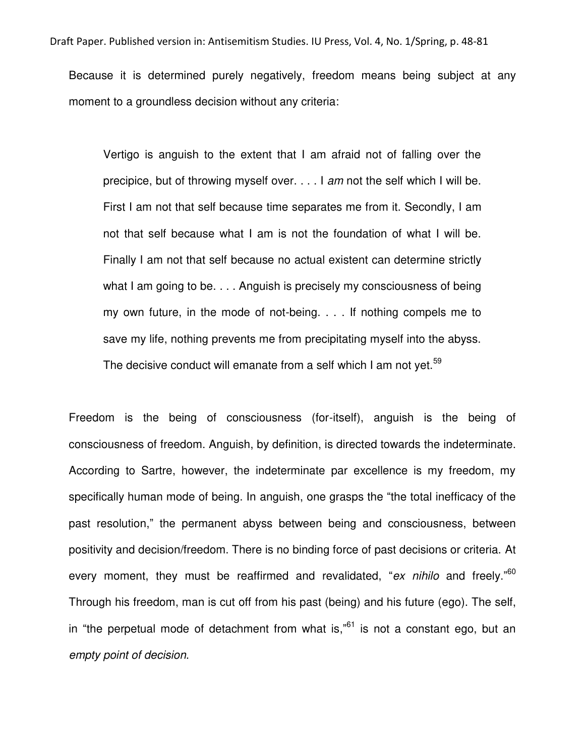Because it is determined purely negatively, freedom means being subject at any moment to a groundless decision without any criteria:

> Vertigo is anguish to the extent that I am afraid not of falling over the precipice, but of throwing myself over. . . . I *am* not the self which I will be. First I am not that self because time separates me from it. Secondly, I am not that self because what I am is not the foundation of what I will be. Finally I am not that self because no actual existent can determine strictly what I am going to be. . . . Anguish is precisely my consciousness of being my own future, in the mode of not-being. . . . If nothing compels me to save my life, nothing prevents me from precipitating myself into the abyss. The decisive conduct will emanate from a self which I am not yet.[59]

Freedom is the being of consciousness (for-itself), anguish is the being of consciousness of freedom. Anguish, by definition, is directed towards the indeterminate. According to Sartre, however, the indeterminate par excellence is my freedom, my specifically human mode of being. In anguish, one grasps the "the total inefficacy of the past resolution," the permanent abyss between being and consciousness, between positivity and decision/freedom. There is no binding force of past decisions or criteria. At every moment, they must be reaffirmed and revalidated, "*ex nihilo* and freely."[60] Through his freedom, man is cut off from his past (being) and his future (ego). The self, in "the perpetual mode of detachment from what is,"[61] is not a constant ego, but an *empty point of decision*.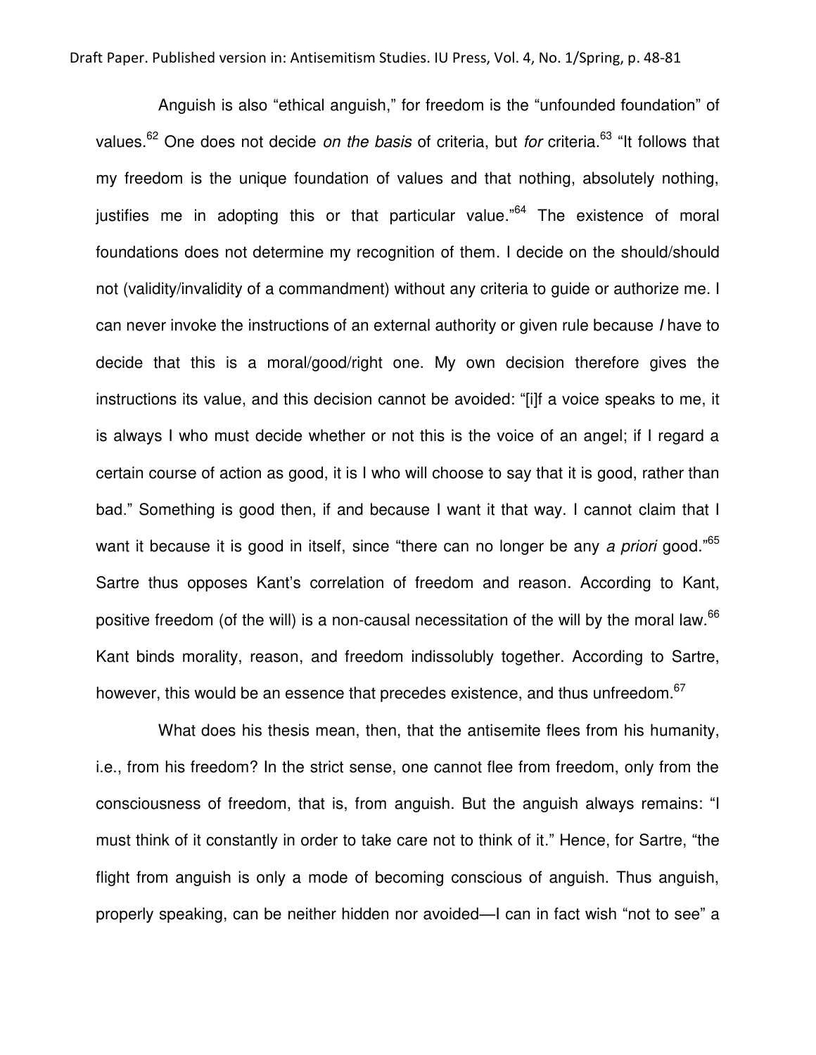Anguish is also "ethical anguish," for freedom is the "unfounded foundation" of values.[62] One does not decide *on the basis* of criteria, but *for* criteria.[63] "It follows that my freedom is the unique foundation of values and that nothing, absolutely nothing, justifies me in adopting this or that particular value."[64] The existence of moral foundations does not determine my recognition of them. I decide on the should/should not (validity/invalidity of a commandment) without any criteria to guide or authorize me. I can never invoke the instructions of an external authority or given rule because *I* have to decide that this is a moral/good/right one. My own decision therefore gives the instructions its value, and this decision cannot be avoided: "[i]f a voice speaks to me, it is always I who must decide whether or not this is the voice of an angel; if I regard a certain course of action as good, it is I who will choose to say that it is good, rather than bad." Something is good then, if and because I want it that way. I cannot claim that I want it because it is good in itself, since "there can no longer be any *a priori* good."[65] Sartre thus opposes Kant's correlation of freedom and reason. According to Kant, positive freedom (of the will) is a non-causal necessitation of the will by the moral law.[66] Kant binds morality, reason, and freedom indissolubly together. According to Sartre, however, this would be an essence that precedes existence, and thus unfreedom.[67]

What does his thesis mean, then, that the antisemite flees from his humanity, i.e., from his freedom? In the strict sense, one cannot flee from freedom, only from the consciousness of freedom, that is, from anguish. But the anguish always remains: "I must think of it constantly in order to take care not to think of it." Hence, for Sartre, "the flight from anguish is only a mode of becoming conscious of anguish. Thus anguish, properly speaking, can be neither hidden nor avoided—I can in fact wish "not to see" a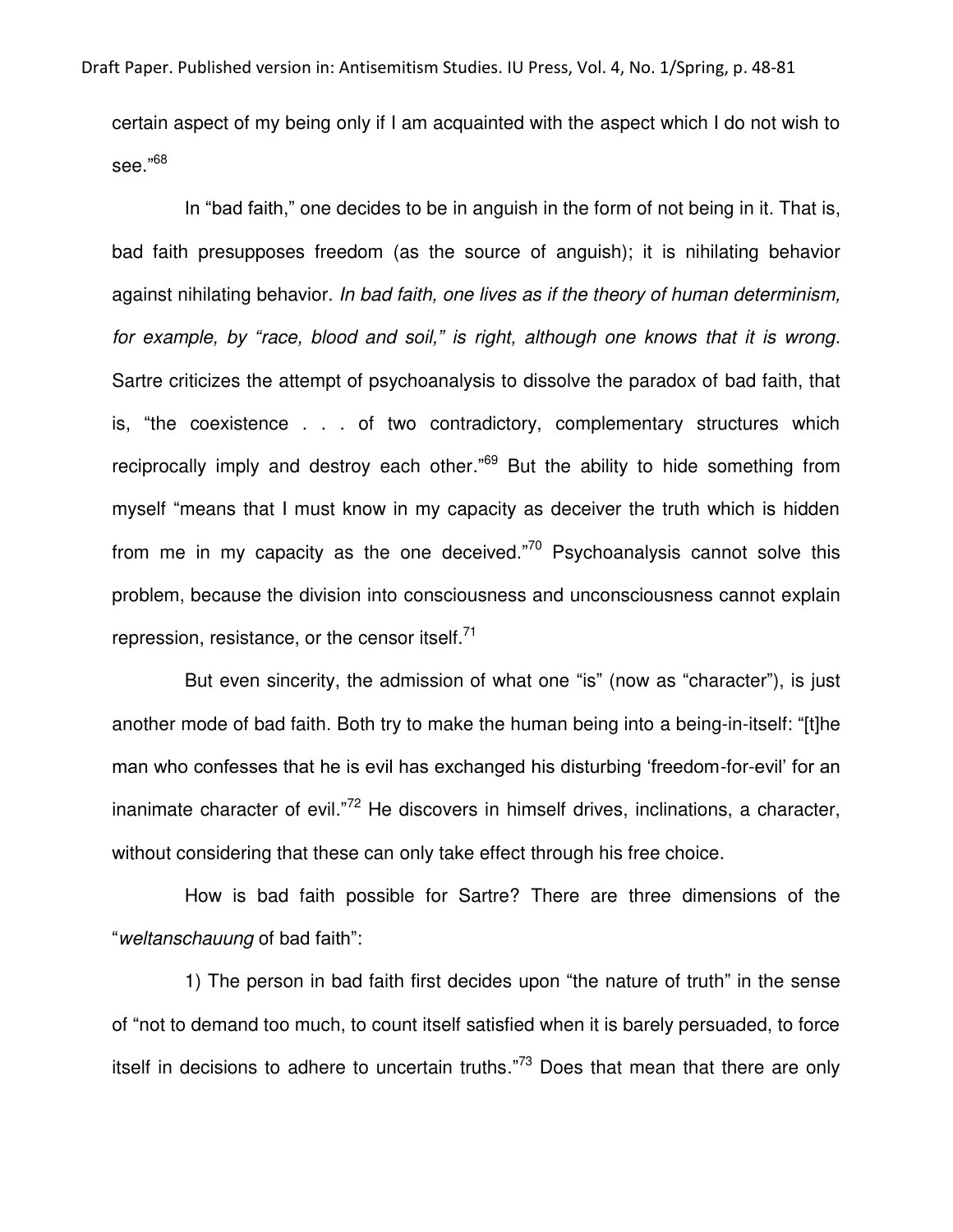certain aspect of my being only if I am acquainted with the aspect which I do not wish to see."[68]

In "bad faith," one decides to be in anguish in the form of not being in it. That is, bad faith presupposes freedom (as the source of anguish); it is nihilating behavior against nihilating behavior. *In bad faith, one lives as if the theory of human determinism, for example, by "race, blood and soil," is right, although one knows that it is wrong.* Sartre criticizes the attempt of psychoanalysis to dissolve the paradox of bad faith, that is, "the coexistence . . . of two contradictory, complementary structures which reciprocally imply and destroy each other."[69] But the ability to hide something from myself "means that I must know in my capacity as deceiver the truth which is hidden from me in my capacity as the one deceived."[70] Psychoanalysis cannot solve this problem, because the division into consciousness and unconsciousness cannot explain repression, resistance, or the censor itself.[71]

But even sincerity, the admission of what one "is" (now as "character"), is just another mode of bad faith. Both try to make the human being into a being-in-itself: "[t]he man who confesses that he is evil has exchanged his disturbing 'freedom-for-evil' for an inanimate character of evil."[72] He discovers in himself drives, inclinations, a character, without considering that these can only take effect through his free choice.

How is bad faith possible for Sartre? There are three dimensions of the "*weltanschauung* of bad faith":

1) The person in bad faith first decides upon "the nature of truth" in the sense of "not to demand too much, to count itself satisfied when it is barely persuaded, to force itself in decisions to adhere to uncertain truths."[73] Does that mean that there are only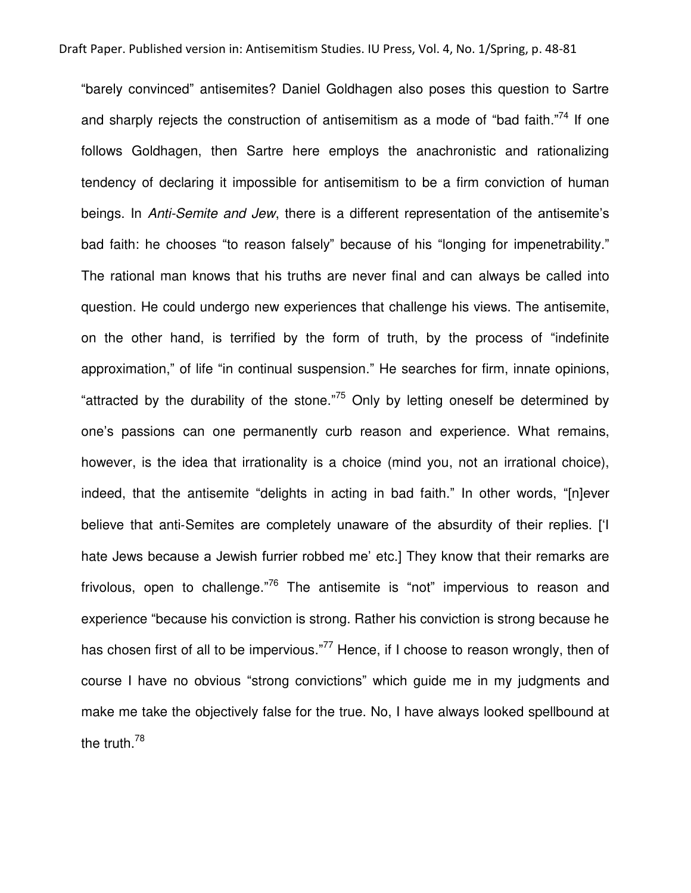"barely convinced" antisemites? Daniel Goldhagen also poses this question to Sartre and sharply rejects the construction of antisemitism as a mode of "bad faith."[74] If one follows Goldhagen, then Sartre here employs the anachronistic and rationalizing tendency of declaring it impossible for antisemitism to be a firm conviction of human beings. In *Anti-Semite and Jew*, there is a different representation of the antisemite's bad faith: he chooses "to reason falsely" because of his "longing for impenetrability." The rational man knows that his truths are never final and can always be called into question. He could undergo new experiences that challenge his views. The antisemite, on the other hand, is terrified by the form of truth, by the process of "indefinite approximation," of life "in continual suspension." He searches for firm, innate opinions, "attracted by the durability of the stone."[75] Only by letting oneself be determined by one's passions can one permanently curb reason and experience. What remains, however, is the idea that irrationality is a choice (mind you, not an irrational choice), indeed, that the antisemite "delights in acting in bad faith." In other words, "[n]ever believe that anti-Semites are completely unaware of the absurdity of their replies. ['I hate Jews because a Jewish furrier robbed me' etc.] They know that their remarks are frivolous, open to challenge."[76] The antisemite is "not" impervious to reason and experience "because his conviction is strong. Rather his conviction is strong because he has chosen first of all to be impervious."[77] Hence, if I choose to reason wrongly, then of course I have no obvious "strong convictions" which guide me in my judgments and make me take the objectively false for the true. No, I have always looked spellbound at the truth.[78]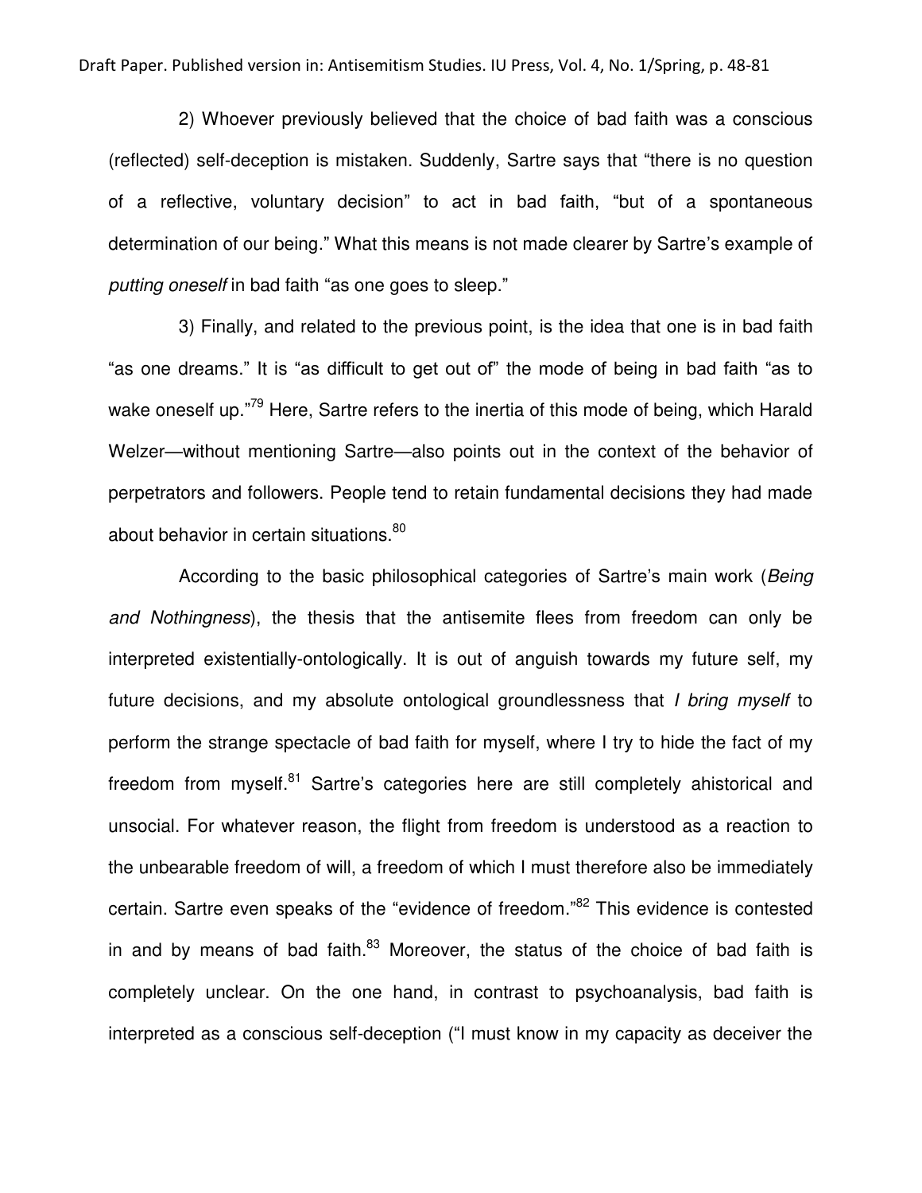2) Whoever previously believed that the choice of bad faith was a conscious (reflected) self-deception is mistaken. Suddenly, Sartre says that “there is no question of a reflective, voluntary decision” to act in bad faith, “but of a spontaneous determination of our being.” What this means is not made clearer by Sartre’s example of *putting oneself* in bad faith “as one goes to sleep.”

3) Finally, and related to the previous point, is the idea that one is in bad faith “as one dreams.” It is “as difficult to get out of” the mode of being in bad faith “as to wake oneself up.”[79] Here, Sartre refers to the inertia of this mode of being, which Harald Welzer—without mentioning Sartre—also points out in the context of the behavior of perpetrators and followers. People tend to retain fundamental decisions they had made about behavior in certain situations.[80]

According to the basic philosophical categories of Sartre’s main work (*Being and Nothingness*), the thesis that the antisemite flees from freedom can only be interpreted existentially-ontologically. It is out of anguish towards my future self, my future decisions, and my absolute ontological groundlessness that *I bring myself* to perform the strange spectacle of bad faith for myself, where I try to hide the fact of my freedom from myself.[81] Sartre’s categories here are still completely ahistorical and unsocial. For whatever reason, the flight from freedom is understood as a reaction to the unbearable freedom of will, a freedom of which I must therefore also be immediately certain. Sartre even speaks of the “evidence of freedom.”[82] This evidence is contested in and by means of bad faith.[83] Moreover, the status of the choice of bad faith is completely unclear. On the one hand, in contrast to psychoanalysis, bad faith is interpreted as a conscious self-deception (“I must know in my capacity as deceiver the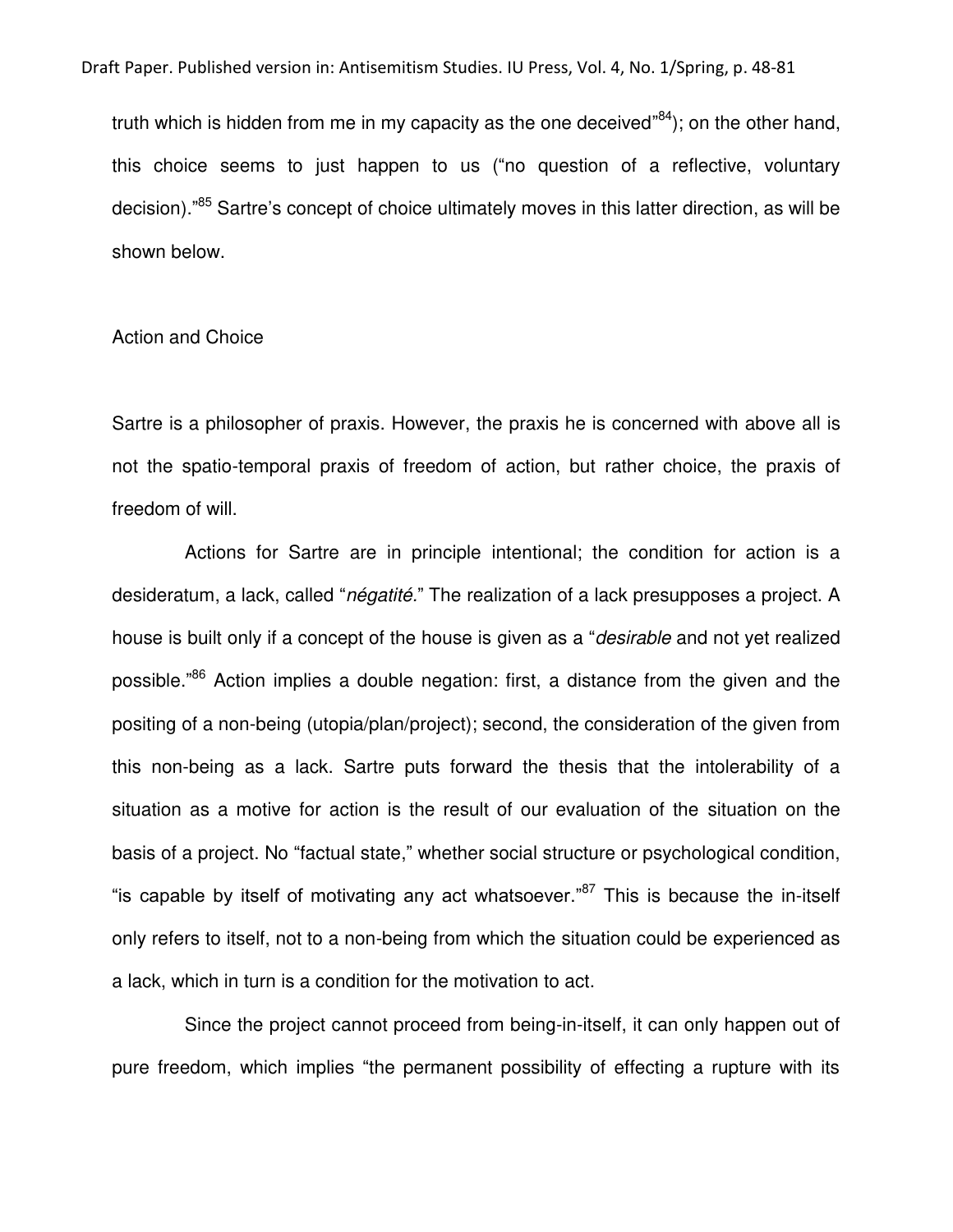truth which is hidden from me in my capacity as the one deceived"[84]); on the other hand, this choice seems to just happen to us ("no question of a reflective, voluntary decision)."[85] Sartre's concept of choice ultimately moves in this latter direction, as will be shown below.

## Action and Choice

Sartre is a philosopher of praxis. However, the praxis he is concerned with above all is not the spatio-temporal praxis of freedom of action, but rather choice, the praxis of freedom of will.

Actions for Sartre are in principle intentional; the condition for action is a desideratum, a lack, called "*négatité*." The realization of a lack presupposes a project. A house is built only if a concept of the house is given as a "*desirable* and not yet realized possible."[86] Action implies a double negation: first, a distance from the given and the positing of a non-being (utopia/plan/project); second, the consideration of the given from this non-being as a lack. Sartre puts forward the thesis that the intolerability of a situation as a motive for action is the result of our evaluation of the situation on the basis of a project. No "factual state," whether social structure or psychological condition, "is capable by itself of motivating any act whatsoever."[87] This is because the in-itself only refers to itself, not to a non-being from which the situation could be experienced as a lack, which in turn is a condition for the motivation to act.

Since the project cannot proceed from being-in-itself, it can only happen out of pure freedom, which implies "the permanent possibility of effecting a rupture with its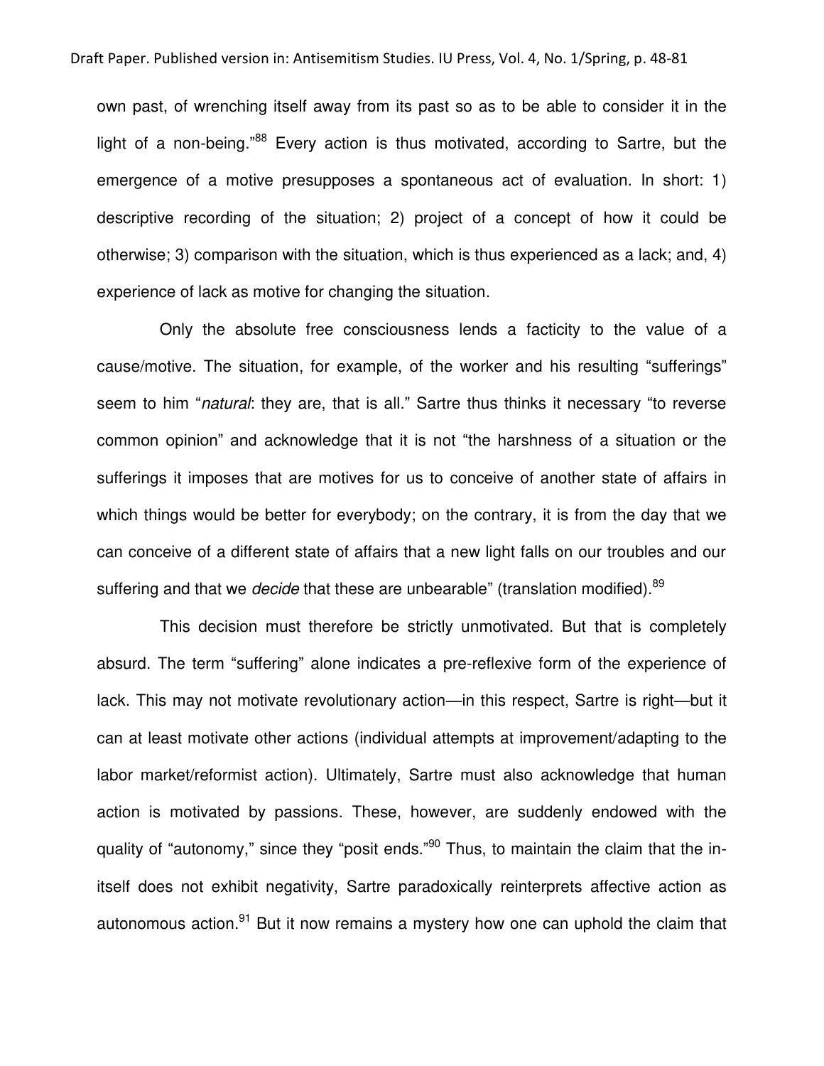own past, of wrenching itself away from its past so as to be able to consider it in the light of a non-being."[88] Every action is thus motivated, according to Sartre, but the emergence of a motive presupposes a spontaneous act of evaluation. In short: 1) descriptive recording of the situation; 2) project of a concept of how it could be otherwise; 3) comparison with the situation, which is thus experienced as a lack; and, 4) experience of lack as motive for changing the situation.

Only the absolute free consciousness lends a facticity to the value of a cause/motive. The situation, for example, of the worker and his resulting "sufferings" seem to him "*natural*: they are, that is all." Sartre thus thinks it necessary "to reverse common opinion" and acknowledge that it is not "the harshness of a situation or the sufferings it imposes that are motives for us to conceive of another state of affairs in which things would be better for everybody; on the contrary, it is from the day that we can conceive of a different state of affairs that a new light falls on our troubles and our suffering and that we *decide* that these are unbearable" (translation modified).[89]

This decision must therefore be strictly unmotivated. But that is completely absurd. The term "suffering" alone indicates a pre-reflexive form of the experience of lack. This may not motivate revolutionary action—in this respect, Sartre is right—but it can at least motivate other actions (individual attempts at improvement/adapting to the labor market/reformist action). Ultimately, Sartre must also acknowledge that human action is motivated by passions. These, however, are suddenly endowed with the quality of "autonomy," since they "posit ends."[90] Thus, to maintain the claim that the in-itself does not exhibit negativity, Sartre paradoxically reinterprets affective action as autonomous action.[91] But it now remains a mystery how one can uphold the claim that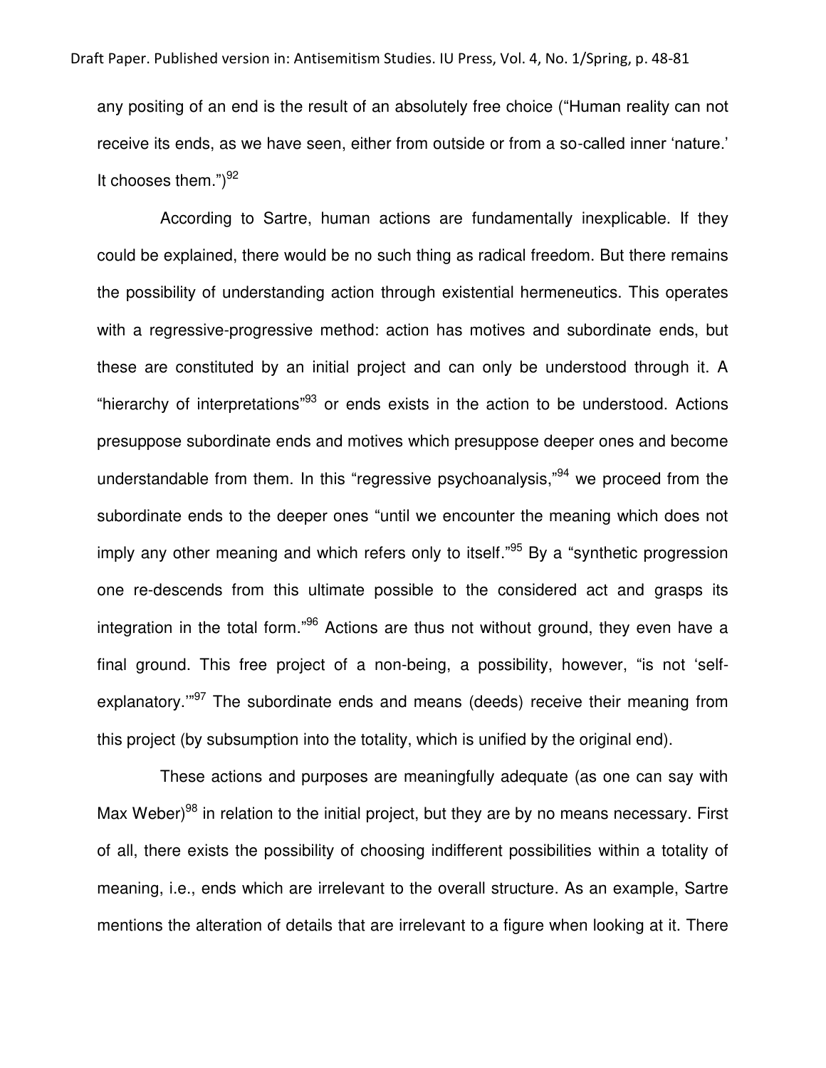any positing of an end is the result of an absolutely free choice ("Human reality can not receive its ends, as we have seen, either from outside or from a so-called inner 'nature.' It chooses them.")[92]

According to Sartre, human actions are fundamentally inexplicable. If they could be explained, there would be no such thing as radical freedom. But there remains the possibility of understanding action through existential hermeneutics. This operates with a regressive-progressive method: action has motives and subordinate ends, but these are constituted by an initial project and can only be understood through it. A "hierarchy of interpretations"[93] or ends exists in the action to be understood. Actions presuppose subordinate ends and motives which presuppose deeper ones and become understandable from them. In this "regressive psychoanalysis,"[94] we proceed from the subordinate ends to the deeper ones "until we encounter the meaning which does not imply any other meaning and which refers only to itself."[95] By a "synthetic progression one re-descends from this ultimate possible to the considered act and grasps its integration in the total form."[96] Actions are thus not without ground, they even have a final ground. This free project of a non-being, a possibility, however, "is not 'self-explanatory.'"[97] The subordinate ends and means (deeds) receive their meaning from this project (by subsumption into the totality, which is unified by the original end).

These actions and purposes are meaningfully adequate (as one can say with Max Weber)[98] in relation to the initial project, but they are by no means necessary. First of all, there exists the possibility of choosing indifferent possibilities within a totality of meaning, i.e., ends which are irrelevant to the overall structure. As an example, Sartre mentions the alteration of details that are irrelevant to a figure when looking at it. There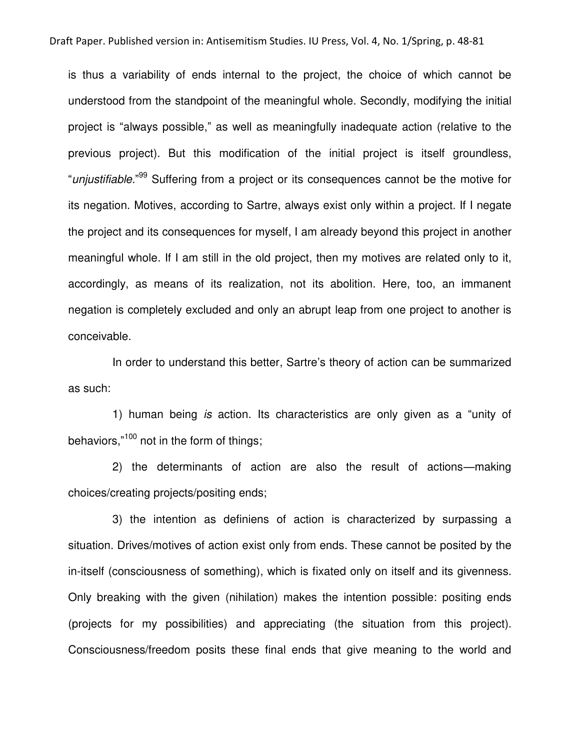is thus a variability of ends internal to the project, the choice of which cannot be understood from the standpoint of the meaningful whole. Secondly, modifying the initial project is "always possible," as well as meaningfully inadequate action (relative to the previous project). But this modification of the initial project is itself groundless, "*unjustifiable*."[99] Suffering from a project or its consequences cannot be the motive for its negation. Motives, according to Sartre, always exist only within a project. If I negate the project and its consequences for myself, I am already beyond this project in another meaningful whole. If I am still in the old project, then my motives are related only to it, accordingly, as means of its realization, not its abolition. Here, too, an immanent negation is completely excluded and only an abrupt leap from one project to another is conceivable.

In order to understand this better, Sartre's theory of action can be summarized as such:

1) human being *is* action. Its characteristics are only given as a "unity of behaviors,"[100] not in the form of things;

2) the determinants of action are also the result of actions—making choices/creating projects/positing ends;

3) the intention as definiens of action is characterized by surpassing a situation. Drives/motives of action exist only from ends. These cannot be posited by the in-itself (consciousness of something), which is fixated only on itself and its givenness. Only breaking with the given (nihilation) makes the intention possible: positing ends (projects for my possibilities) and appreciating (the situation from this project). Consciousness/freedom posits these final ends that give meaning to the world and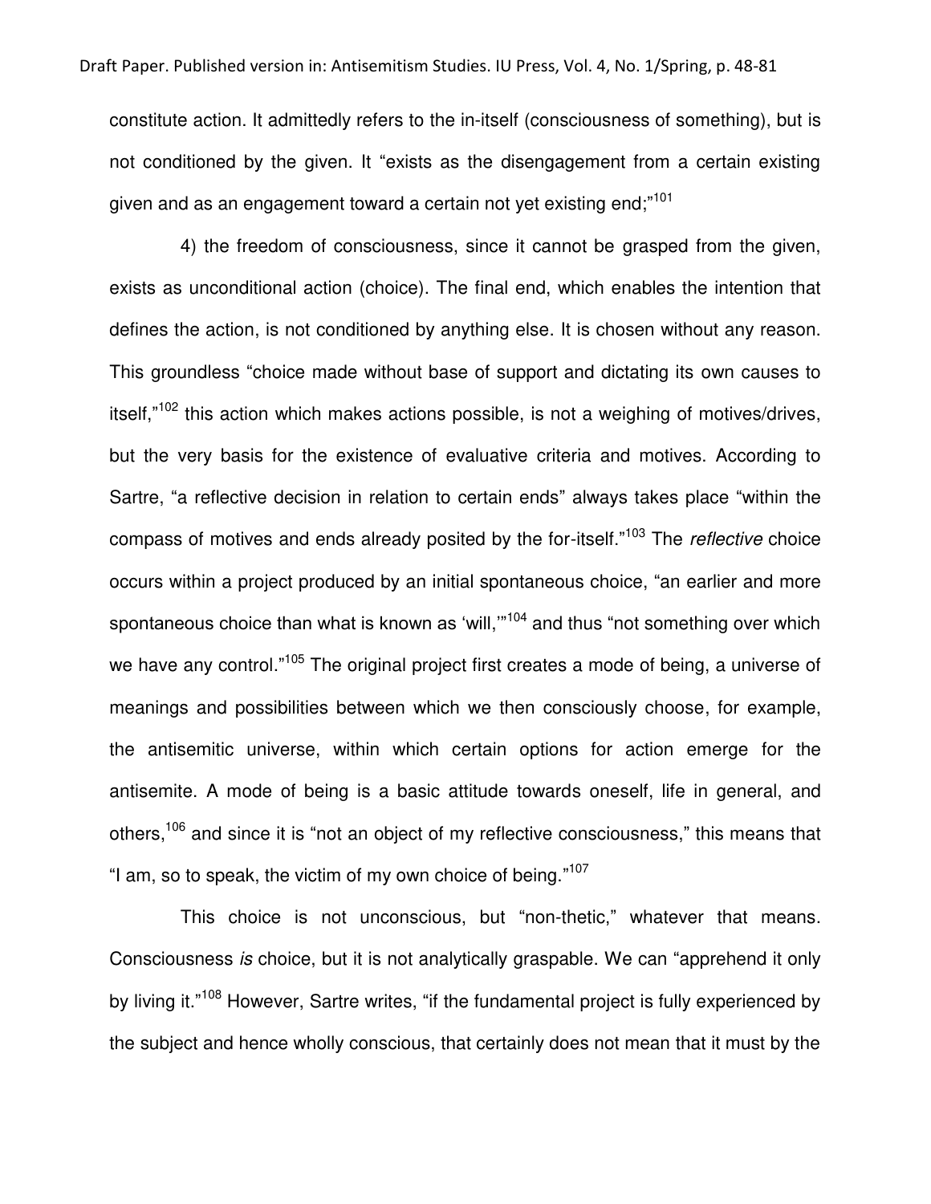constitute action. It admittedly refers to the in-itself (consciousness of something), but is not conditioned by the given. It "exists as the disengagement from a certain existing given and as an engagement toward a certain not yet existing end;"[101]

4) the freedom of consciousness, since it cannot be grasped from the given, exists as unconditional action (choice). The final end, which enables the intention that defines the action, is not conditioned by anything else. It is chosen without any reason. This groundless "choice made without base of support and dictating its own causes to itself,"[102] this action which makes actions possible, is not a weighing of motives/drives, but the very basis for the existence of evaluative criteria and motives. According to Sartre, "a reflective decision in relation to certain ends" always takes place "within the compass of motives and ends already posited by the for-itself."[103] The *reflective* choice occurs within a project produced by an initial spontaneous choice, "an earlier and more spontaneous choice than what is known as 'will,'"[104] and thus "not something over which we have any control."[105] The original project first creates a mode of being, a universe of meanings and possibilities between which we then consciously choose, for example, the antisemitic universe, within which certain options for action emerge for the antisemite. A mode of being is a basic attitude towards oneself, life in general, and others,[106] and since it is "not an object of my reflective consciousness," this means that "I am, so to speak, the victim of my own choice of being."[107]

This choice is not unconscious, but "non-thetic," whatever that means. Consciousness *is* choice, but it is not analytically graspable. We can "apprehend it only by living it."[108] However, Sartre writes, "if the fundamental project is fully experienced by the subject and hence wholly conscious, that certainly does not mean that it must by the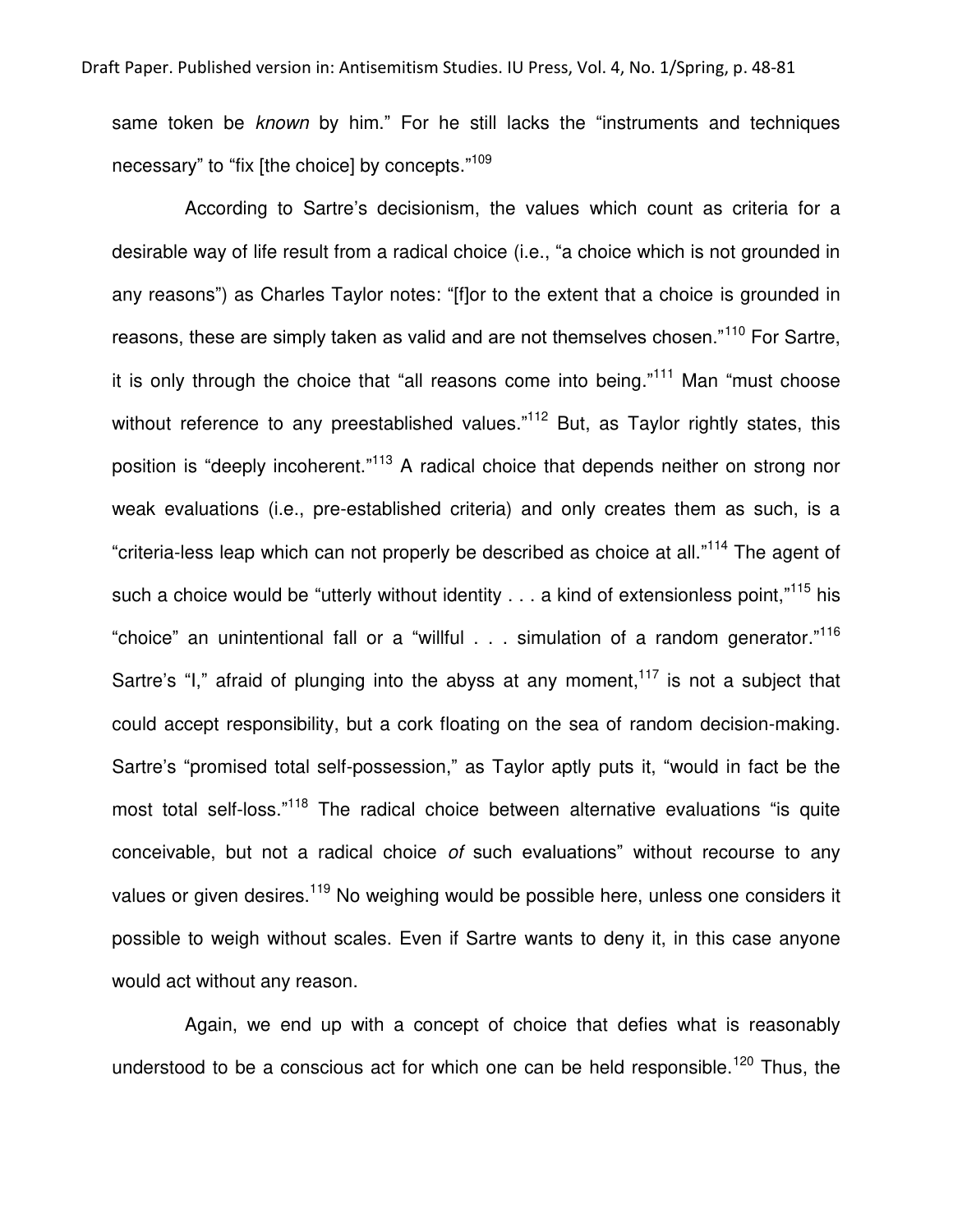same token be *known* by him." For he still lacks the "instruments and techniques necessary" to "fix [the choice] by concepts."[109]

According to Sartre's decisionism, the values which count as criteria for a desirable way of life result from a radical choice (i.e., "a choice which is not grounded in any reasons") as Charles Taylor notes: "[f]or to the extent that a choice is grounded in reasons, these are simply taken as valid and are not themselves chosen."[110] For Sartre, it is only through the choice that "all reasons come into being."[111] Man "must choose without reference to any preestablished values."[112] But, as Taylor rightly states, this position is "deeply incoherent."[113] A radical choice that depends neither on strong nor weak evaluations (i.e., pre-established criteria) and only creates them as such, is a "criteria-less leap which can not properly be described as choice at all."[114] The agent of such a choice would be "utterly without identity . . . a kind of extensionless point,"[115] his "choice" an unintentional fall or a "willful . . . simulation of a random generator."[116] Sartre's "I," afraid of plunging into the abyss at any moment,[117] is not a subject that could accept responsibility, but a cork floating on the sea of random decision-making. Sartre's "promised total self-possession," as Taylor aptly puts it, "would in fact be the most total self-loss."[118] The radical choice between alternative evaluations "is quite conceivable, but not a radical choice *of* such evaluations" without recourse to any values or given desires.[119] No weighing would be possible here, unless one considers it possible to weigh without scales. Even if Sartre wants to deny it, in this case anyone would act without any reason.

Again, we end up with a concept of choice that defies what is reasonably understood to be a conscious act for which one can be held responsible.[120] Thus, the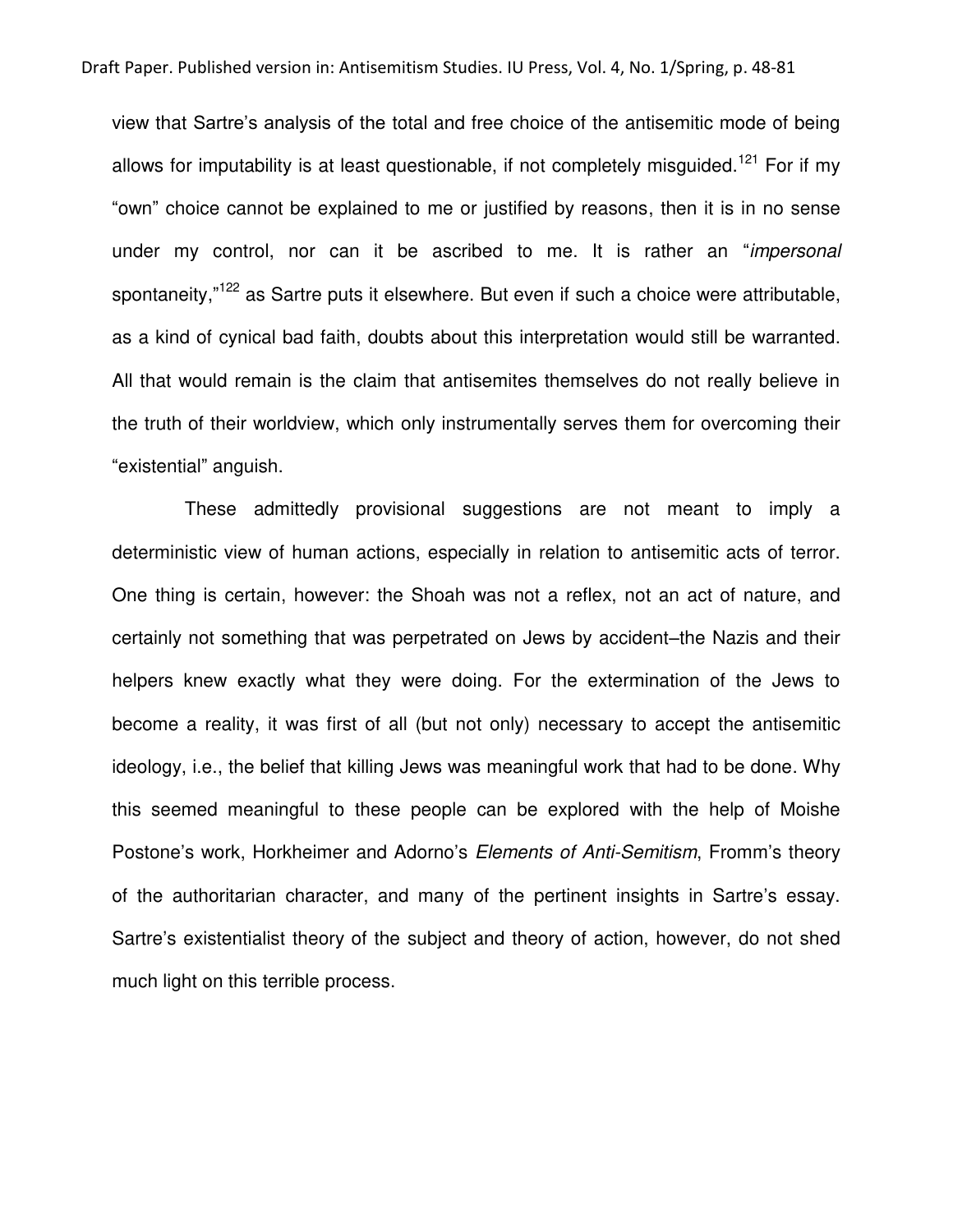view that Sartre's analysis of the total and free choice of the antisemitic mode of being allows for imputability is at least questionable, if not completely misguided.[121] For if my "own" choice cannot be explained to me or justified by reasons, then it is in no sense under my control, nor can it be ascribed to me. It is rather an "*impersonal* spontaneity,"[122] as Sartre puts it elsewhere. But even if such a choice were attributable, as a kind of cynical bad faith, doubts about this interpretation would still be warranted. All that would remain is the claim that antisemites themselves do not really believe in the truth of their worldview, which only instrumentally serves them for overcoming their "existential" anguish.

These admittedly provisional suggestions are not meant to imply a deterministic view of human actions, especially in relation to antisemitic acts of terror. One thing is certain, however: the Shoah was not a reflex, not an act of nature, and certainly not something that was perpetrated on Jews by accident–the Nazis and their helpers knew exactly what they were doing. For the extermination of the Jews to become a reality, it was first of all (but not only) necessary to accept the antisemitic ideology, i.e., the belief that killing Jews was meaningful work that had to be done. Why this seemed meaningful to these people can be explored with the help of Moishe Postone's work, Horkheimer and Adorno's *Elements of Anti-Semitism*, Fromm's theory of the authoritarian character, and many of the pertinent insights in Sartre's essay. Sartre's existentialist theory of the subject and theory of action, however, do not shed much light on this terrible process.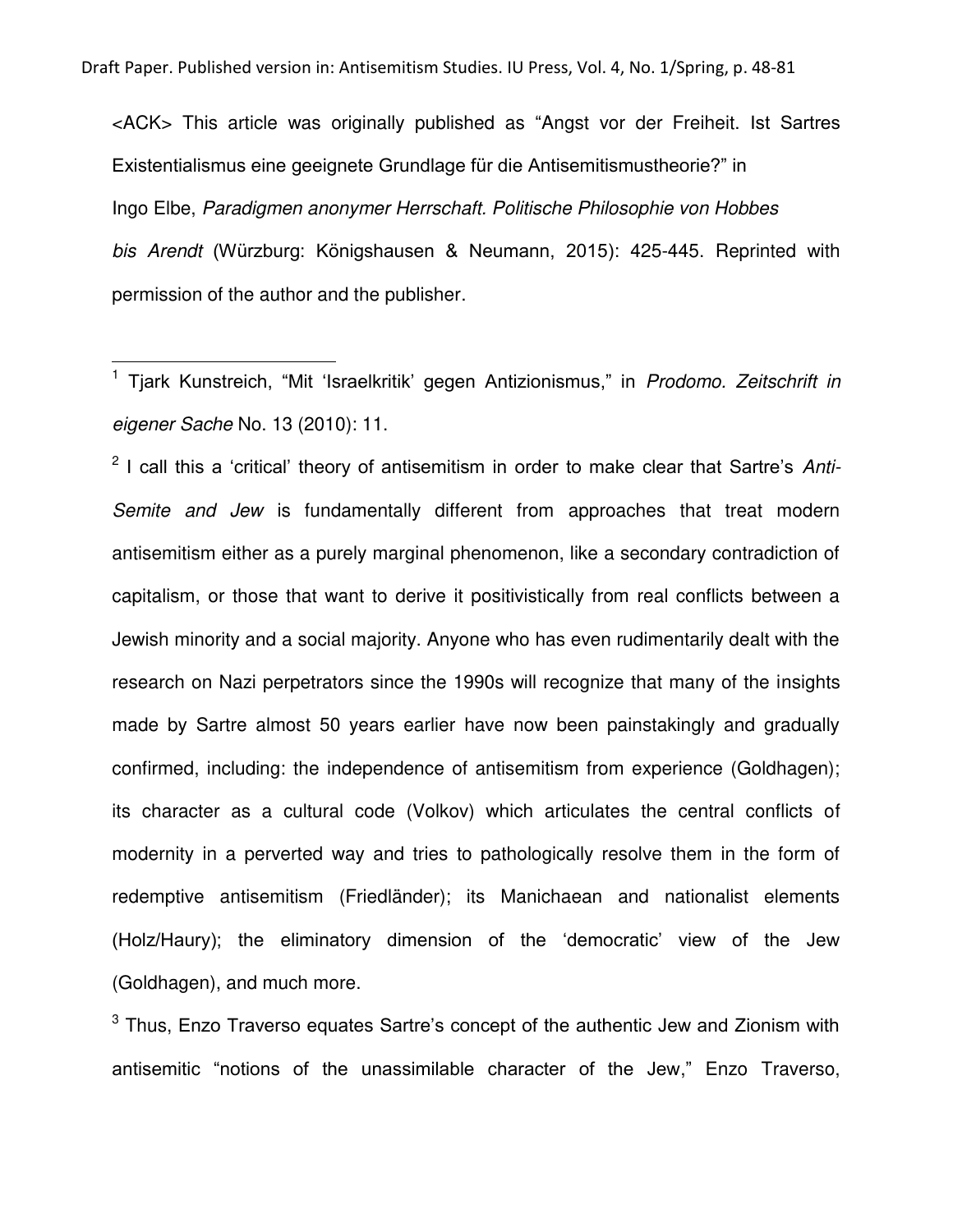<ACK> This article was originally published as "Angst vor der Freiheit. Ist Sartres Existentialismus eine geeignete Grundlage für die Antisemitismustheorie?" in Ingo Elbe, *Paradigmen anonymer Herrschaft. Politische Philosophie von Hobbes bis Arendt* (Würzburg: Königshausen & Neumann, 2015): 425-445. Reprinted with permission of the author and the publisher.

---

[1] Tjark Kunstreich, "Mit 'Israelkritik' gegen Antizionismus," in *Prodomo. Zeitschrift in eigener Sache* No. 13 (2010): 11.

[2] I call this a 'critical' theory of antisemitism in order to make clear that Sartre's *Anti-Semite and Jew* is fundamentally different from approaches that treat modern antisemitism either as a purely marginal phenomenon, like a secondary contradiction of capitalism, or those that want to derive it positivistically from real conflicts between a Jewish minority and a social majority. Anyone who has even rudimentarily dealt with the research on Nazi perpetrators since the 1990s will recognize that many of the insights made by Sartre almost 50 years earlier have now been painstakingly and gradually confirmed, including: the independence of antisemitism from experience (Goldhagen); its character as a cultural code (Volkov) which articulates the central conflicts of modernity in a perverted way and tries to pathologically resolve them in the form of redemptive antisemitism (Friedländer); its Manichaean and nationalist elements (Holz/Haury); the eliminatory dimension of the 'democratic' view of the Jew (Goldhagen), and much more.

[3] Thus, Enzo Traverso equates Sartre's concept of the authentic Jew and Zionism with antisemitic "notions of the unassimilable character of the Jew," Enzo Traverso,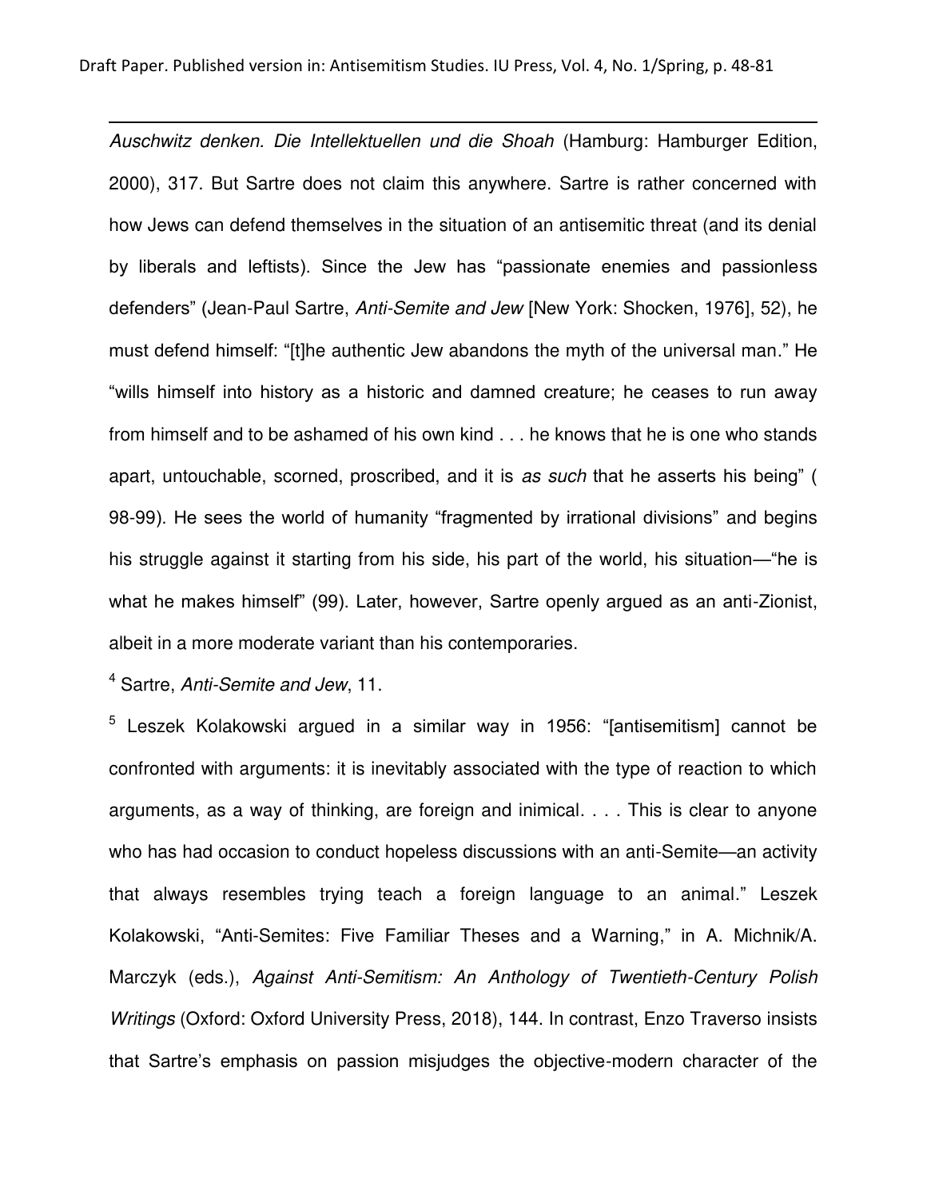*Auschwitz denken. Die Intellektuellen und die Shoah* (Hamburg: Hamburger Edition, 2000), 317. But Sartre does not claim this anywhere. Sartre is rather concerned with how Jews can defend themselves in the situation of an antisemitic threat (and its denial by liberals and leftists). Since the Jew has “passionate enemies and passionless defenders” (Jean-Paul Sartre, *Anti-Semite and Jew* [New York: Shocken, 1976], 52), he must defend himself: “[t]he authentic Jew abandons the myth of the universal man.” He “wills himself into history as a historic and damned creature; he ceases to run away from himself and to be ashamed of his own kind . . . he knows that he is one who stands apart, untouchable, scorned, proscribed, and it is *as such* that he asserts his being” ( 98-99). He sees the world of humanity “fragmented by irrational divisions” and begins his struggle against it starting from his side, his part of the world, his situation—“he is what he makes himself” (99). Later, however, Sartre openly argued as an anti-Zionist, albeit in a more moderate variant than his contemporaries.

[4] Sartre, *Anti-Semite and Jew*, 11.

[5] Leszek Kolakowski argued in a similar way in 1956: “[antisemitism] cannot be confronted with arguments: it is inevitably associated with the type of reaction to which arguments, as a way of thinking, are foreign and inimical. . . . This is clear to anyone who has had occasion to conduct hopeless discussions with an anti-Semite—an activity that always resembles trying teach a foreign language to an animal.” Leszek Kolakowski, “Anti-Semites: Five Familiar Theses and a Warning,” in A. Michnik/A. Marczyk (eds.), *Against Anti-Semitism: An Anthology of Twentieth-Century Polish Writings* (Oxford: Oxford University Press, 2018), 144. In contrast, Enzo Traverso insists that Sartre’s emphasis on passion misjudges the objective-modern character of the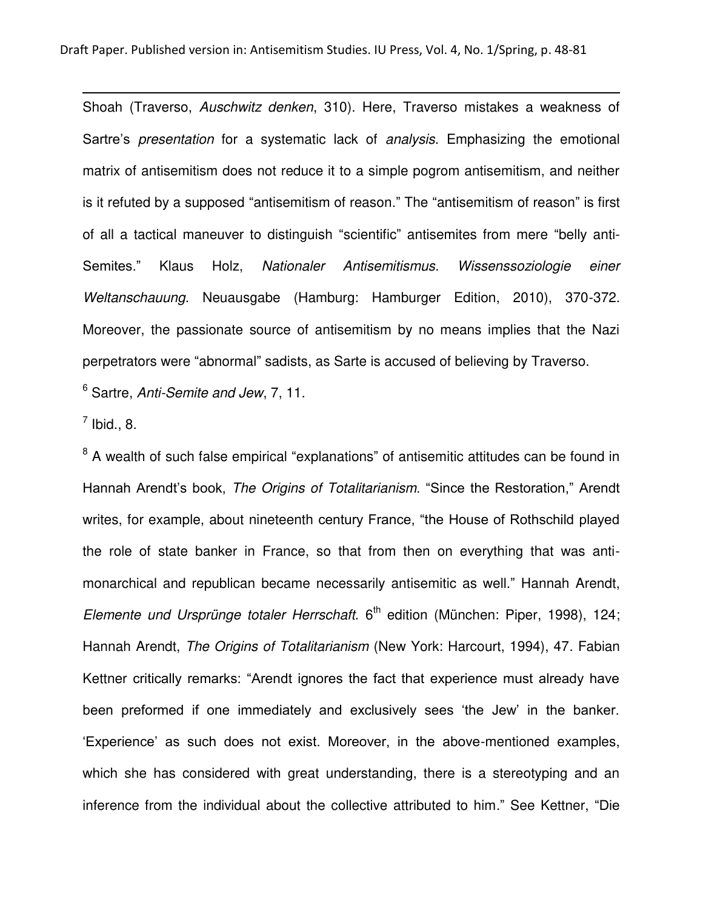Shoah (Traverso, *Auschwitz denken*, 310). Here, Traverso mistakes a weakness of Sartre's *presentation* for a systematic lack of *analysis*. Emphasizing the emotional matrix of antisemitism does not reduce it to a simple pogrom antisemitism, and neither is it refuted by a supposed "antisemitism of reason." The "antisemitism of reason" is first of all a tactical maneuver to distinguish "scientific" antisemites from mere "belly anti-Semites." Klaus Holz, *Nationaler Antisemitismus. Wissenssoziologie einer Weltanschauung*. Neuausgabe (Hamburg: Hamburger Edition, 2010), 370-372. Moreover, the passionate source of antisemitism by no means implies that the Nazi perpetrators were "abnormal" sadists, as Sarte is accused of believing by Traverso.

[6] Sartre, *Anti-Semite and Jew*, 7, 11.

[7] Ibid., 8.

[8] A wealth of such false empirical "explanations" of antisemitic attitudes can be found in Hannah Arendt's book, *The Origins of Totalitarianism*. "Since the Restoration," Arendt writes, for example, about nineteenth century France, "the House of Rothschild played the role of state banker in France, so that from then on everything that was anti-monarchical and republican became necessarily antisemitic as well." Hannah Arendt, *Elemente und Ursprünge totaler Herrschaft.* 6th edition (München: Piper, 1998), 124; Hannah Arendt, *The Origins of Totalitarianism* (New York: Harcourt, 1994), 47. Fabian Kettner critically remarks: "Arendt ignores the fact that experience must already have been preformed if one immediately and exclusively sees 'the Jew' in the banker. 'Experience' as such does not exist. Moreover, in the above-mentioned examples, which she has considered with great understanding, there is a stereotyping and an inference from the individual about the collective attributed to him." See Kettner, "Die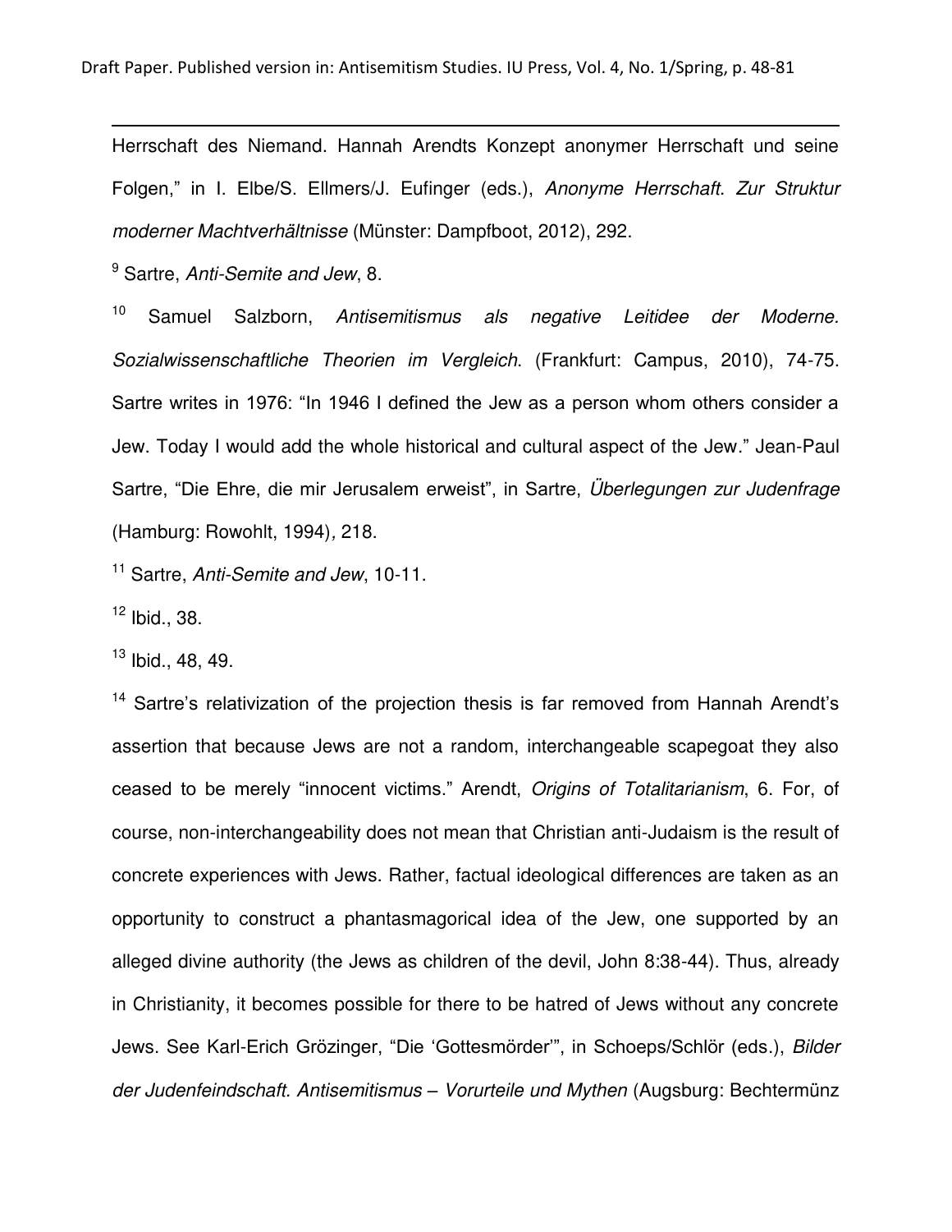Herrschaft des Niemand. Hannah Arendts Konzept anonymer Herrschaft und seine Folgen," in I. Elbe/S. Ellmers/J. Eufinger (eds.), *Anonyme Herrschaft. Zur Struktur moderner Machtverhältnisse* (Münster: Dampfboot, 2012), 292.

[9] Sartre, *Anti-Semite and Jew*, 8.

[10] Samuel Salzborn, *Antisemitismus als negative Leitidee der Moderne. Sozialwissenschaftliche Theorien im Vergleich*. (Frankfurt: Campus, 2010), 74-75. Sartre writes in 1976: "In 1946 I defined the Jew as a person whom others consider a Jew. Today I would add the whole historical and cultural aspect of the Jew." Jean-Paul Sartre, "Die Ehre, die mir Jerusalem erweist", in Sartre, *Überlegungen zur Judenfrage* (Hamburg: Rowohlt, 1994), 218.

[11] Sartre, *Anti-Semite and Jew*, 10-11.

[12] Ibid., 38.

[13] Ibid., 48, 49.

[14] Sartre's relativization of the projection thesis is far removed from Hannah Arendt's assertion that because Jews are not a random, interchangeable scapegoat they also ceased to be merely "innocent victims." Arendt, *Origins of Totalitarianism*, 6. For, of course, non-interchangeability does not mean that Christian anti-Judaism is the result of concrete experiences with Jews. Rather, factual ideological differences are taken as an opportunity to construct a phantasmagorical idea of the Jew, one supported by an alleged divine authority (the Jews as children of the devil, John 8:38-44). Thus, already in Christianity, it becomes possible for there to be hatred of Jews without any concrete Jews. See Karl-Erich Grözinger, "Die 'Gottesmörder'", in Schoeps/Schlör (eds.), *Bilder der Judenfeindschaft. Antisemitismus – Vorurteile und Mythen* (Augsburg: Bechtermünz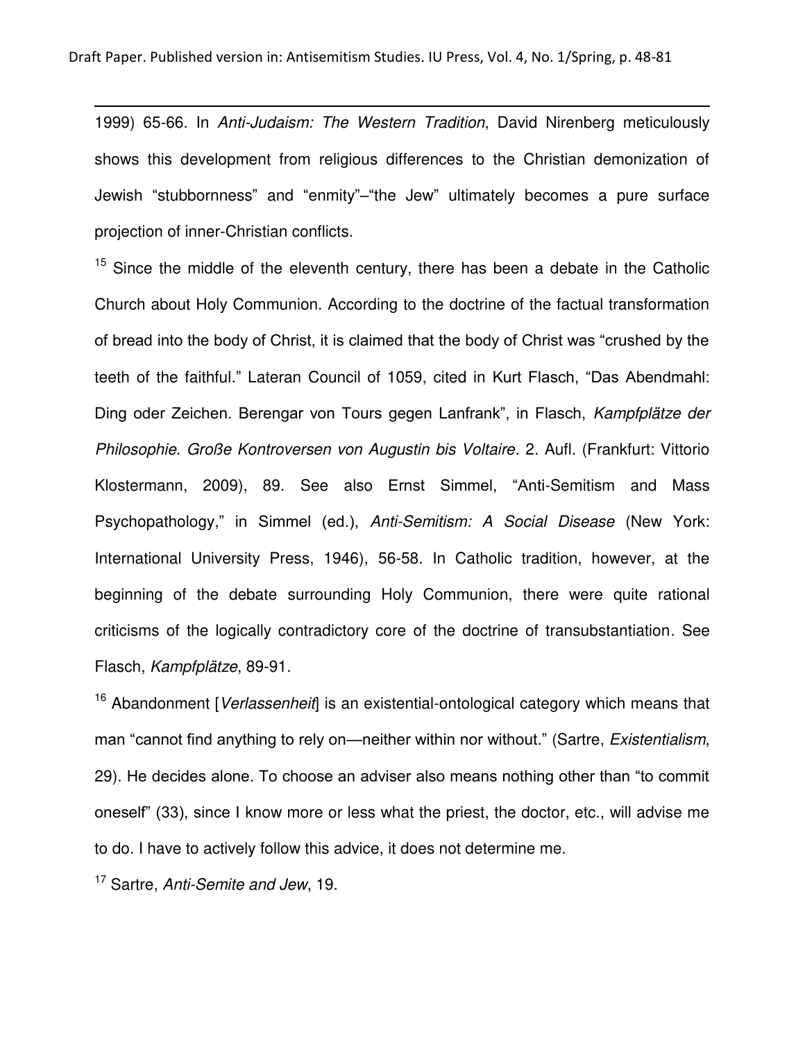1999) 65-66. In *Anti-Judaism: The Western Tradition*, David Nirenberg meticulously shows this development from religious differences to the Christian demonization of Jewish "stubbornness" and "enmity"–"the Jew" ultimately becomes a pure surface projection of inner-Christian conflicts.

[15] Since the middle of the eleventh century, there has been a debate in the Catholic Church about Holy Communion. According to the doctrine of the factual transformation of bread into the body of Christ, it is claimed that the body of Christ was "crushed by the teeth of the faithful." Lateran Council of 1059, cited in Kurt Flasch, "Das Abendmahl: Ding oder Zeichen. Berengar von Tours gegen Lanfrank", in Flasch, *Kampfplätze der Philosophie. Große Kontroversen von Augustin bis Voltaire*. 2. Aufl. (Frankfurt: Vittorio Klostermann, 2009), 89. See also Ernst Simmel, "Anti-Semitism and Mass Psychopathology," in Simmel (ed.), *Anti-Semitism: A Social Disease* (New York: International University Press, 1946), 56-58. In Catholic tradition, however, at the beginning of the debate surrounding Holy Communion, there were quite rational criticisms of the logically contradictory core of the doctrine of transubstantiation. See Flasch, *Kampfplätze*, 89-91.

[16] Abandonment [*Verlassenheit*] is an existential-ontological category which means that man "cannot find anything to rely on—neither within nor without." (Sartre, *Existentialism*, 29). He decides alone. To choose an adviser also means nothing other than "to commit oneself" (33), since I know more or less what the priest, the doctor, etc., will advise me to do. I have to actively follow this advice, it does not determine me.

[17] Sartre, *Anti-Semite and Jew*, 19.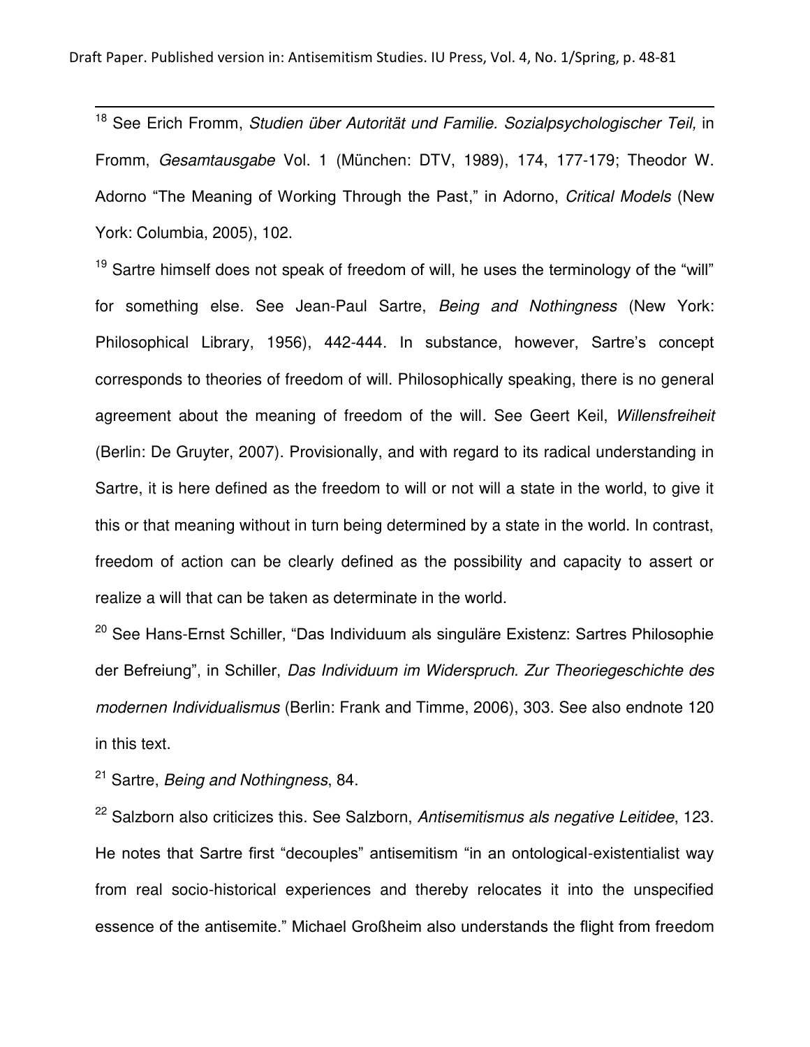[18] See Erich Fromm, *Studien über Autorität und Familie. Sozialpsychologischer Teil,* in Fromm, *Gesamtausgabe* Vol. 1 (München: DTV, 1989), 174, 177-179; Theodor W. Adorno "The Meaning of Working Through the Past," in Adorno, *Critical Models* (New York: Columbia, 2005), 102.

[19] Sartre himself does not speak of freedom of will, he uses the terminology of the "will" for something else. See Jean-Paul Sartre, *Being and Nothingness* (New York: Philosophical Library, 1956), 442-444. In substance, however, Sartre's concept corresponds to theories of freedom of will. Philosophically speaking, there is no general agreement about the meaning of freedom of the will. See Geert Keil, *Willensfreiheit* (Berlin: De Gruyter, 2007). Provisionally, and with regard to its radical understanding in Sartre, it is here defined as the freedom to will or not will a state in the world, to give it this or that meaning without in turn being determined by a state in the world. In contrast, freedom of action can be clearly defined as the possibility and capacity to assert or realize a will that can be taken as determinate in the world.

[20] See Hans-Ernst Schiller, "Das Individuum als singuläre Existenz: Sartres Philosophie der Befreiung", in Schiller, *Das Individuum im Widerspruch. Zur Theoriegeschichte des modernen Individualismus* (Berlin: Frank and Timme, 2006), 303. See also endnote 120 in this text.

[21] Sartre, *Being and Nothingness*, 84.

[22] Salzborn also criticizes this. See Salzborn, *Antisemitismus als negative Leitidee*, 123. He notes that Sartre first "decouples" antisemitism "in an ontological-existentialist way from real socio-historical experiences and thereby relocates it into the unspecified essence of the antisemite." Michael Großheim also understands the flight from freedom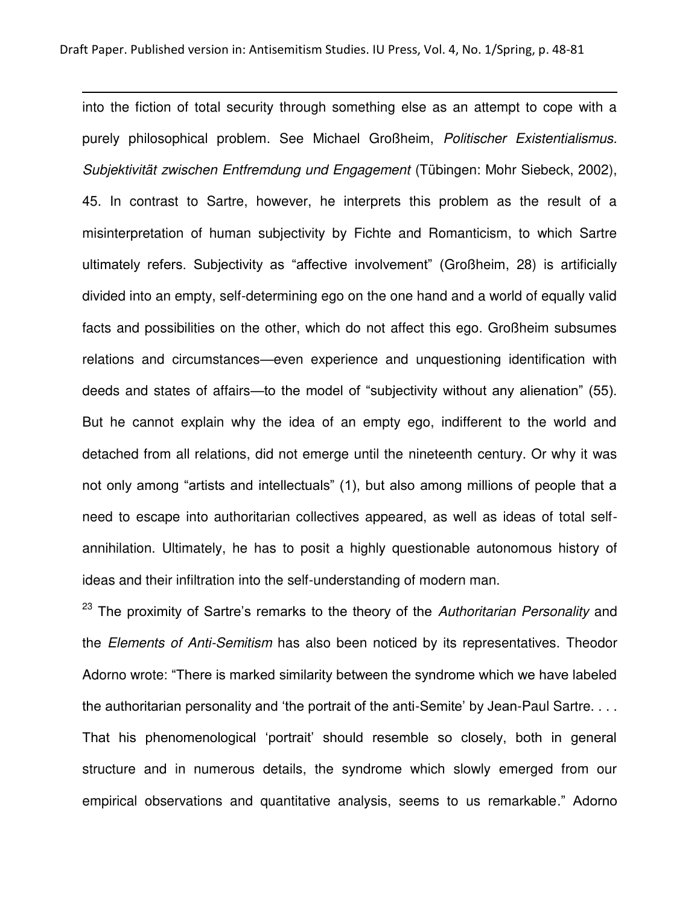into the fiction of total security through something else as an attempt to cope with a purely philosophical problem. See Michael Großheim, *Politischer Existentialismus. Subjektivität zwischen Entfremdung und Engagement* (Tübingen: Mohr Siebeck, 2002), 45. In contrast to Sartre, however, he interprets this problem as the result of a misinterpretation of human subjectivity by Fichte and Romanticism, to which Sartre ultimately refers. Subjectivity as "affective involvement" (Großheim, 28) is artificially divided into an empty, self-determining ego on the one hand and a world of equally valid facts and possibilities on the other, which do not affect this ego. Großheim subsumes relations and circumstances—even experience and unquestioning identification with deeds and states of affairs—to the model of "subjectivity without any alienation" (55). But he cannot explain why the idea of an empty ego, indifferent to the world and detached from all relations, did not emerge until the nineteenth century. Or why it was not only among "artists and intellectuals" (1), but also among millions of people that a need to escape into authoritarian collectives appeared, as well as ideas of total self-annihilation. Ultimately, he has to posit a highly questionable autonomous history of ideas and their infiltration into the self-understanding of modern man.

[23] The proximity of Sartre's remarks to the theory of the *Authoritarian Personality* and the *Elements of Anti-Semitism* has also been noticed by its representatives. Theodor Adorno wrote: "There is marked similarity between the syndrome which we have labeled the authoritarian personality and 'the portrait of the anti-Semite' by Jean-Paul Sartre. . . . That his phenomenological 'portrait' should resemble so closely, both in general structure and in numerous details, the syndrome which slowly emerged from our empirical observations and quantitative analysis, seems to us remarkable." Adorno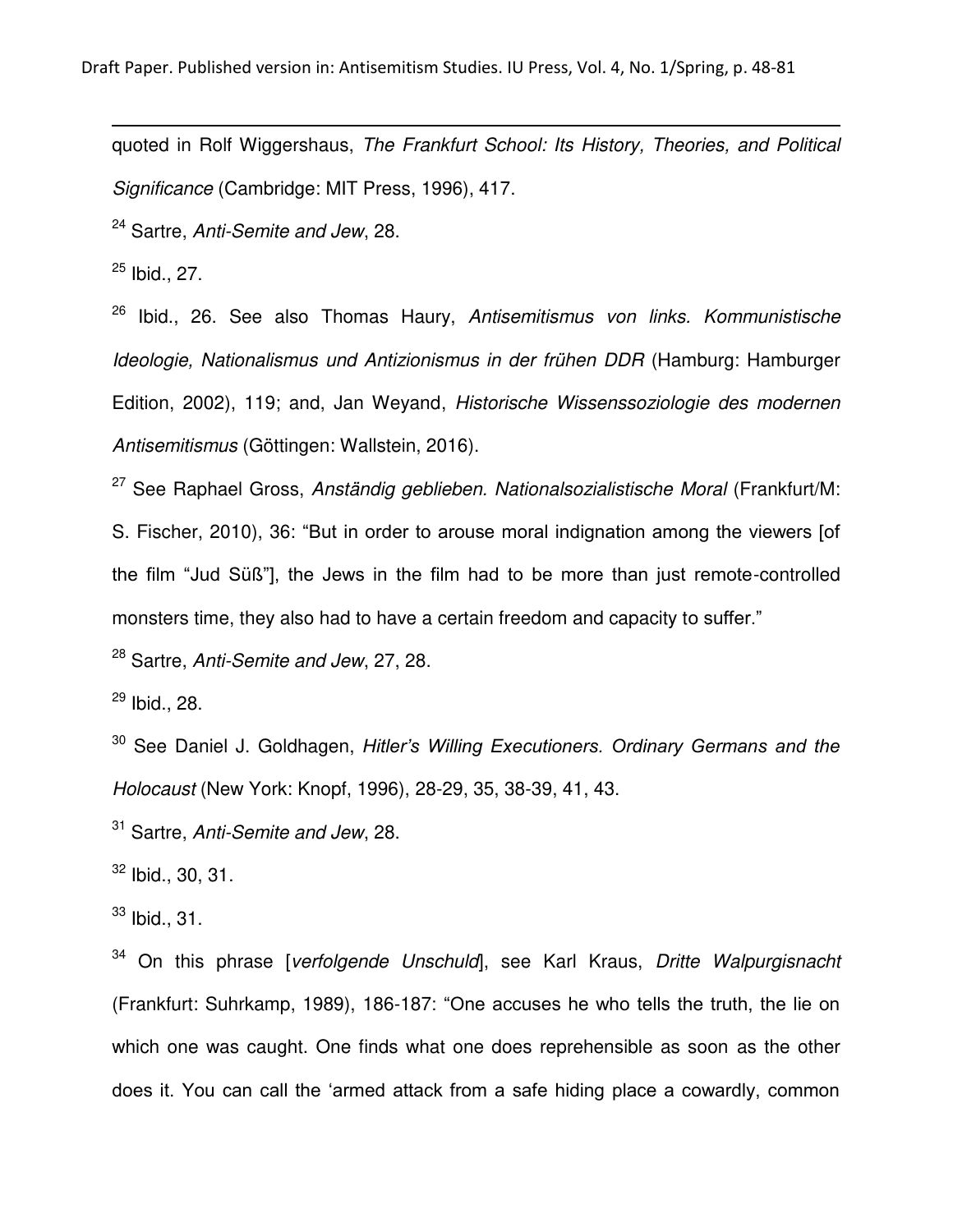quoted in Rolf Wiggershaus, *The Frankfurt School: Its History, Theories, and Political Significance* (Cambridge: MIT Press, 1996), 417.

[24] Sartre, *Anti-Semite and Jew*, 28.

[25] Ibid., 27.

[26] Ibid., 26. See also Thomas Haury, *Antisemitismus von links. Kommunistische Ideologie, Nationalismus und Antizionismus in der frühen DDR* (Hamburg: Hamburger Edition, 2002), 119; and, Jan Weyand, *Historische Wissenssoziologie des modernen Antisemitismus* (Göttingen: Wallstein, 2016).

[27] See Raphael Gross, *Anständig geblieben. Nationalsozialistische Moral* (Frankfurt/M: S. Fischer, 2010), 36: "But in order to arouse moral indignation among the viewers [of the film "Jud Süß"], the Jews in the film had to be more than just remote-controlled monsters time, they also had to have a certain freedom and capacity to suffer."

[28] Sartre, *Anti-Semite and Jew*, 27, 28.

[29] Ibid., 28.

[30] See Daniel J. Goldhagen, *Hitler's Willing Executioners. Ordinary Germans and the Holocaust* (New York: Knopf, 1996), 28-29, 35, 38-39, 41, 43.

[31] Sartre, *Anti-Semite and Jew*, 28.

[32] Ibid., 30, 31.

[33] Ibid., 31.

[34] On this phrase [*verfolgende Unschuld*], see Karl Kraus, *Dritte Walpurgisnacht* (Frankfurt: Suhrkamp, 1989), 186-187: "One accuses he who tells the truth, the lie on which one was caught. One finds what one does reprehensible as soon as the other does it. You can call the 'armed attack from a safe hiding place a cowardly, common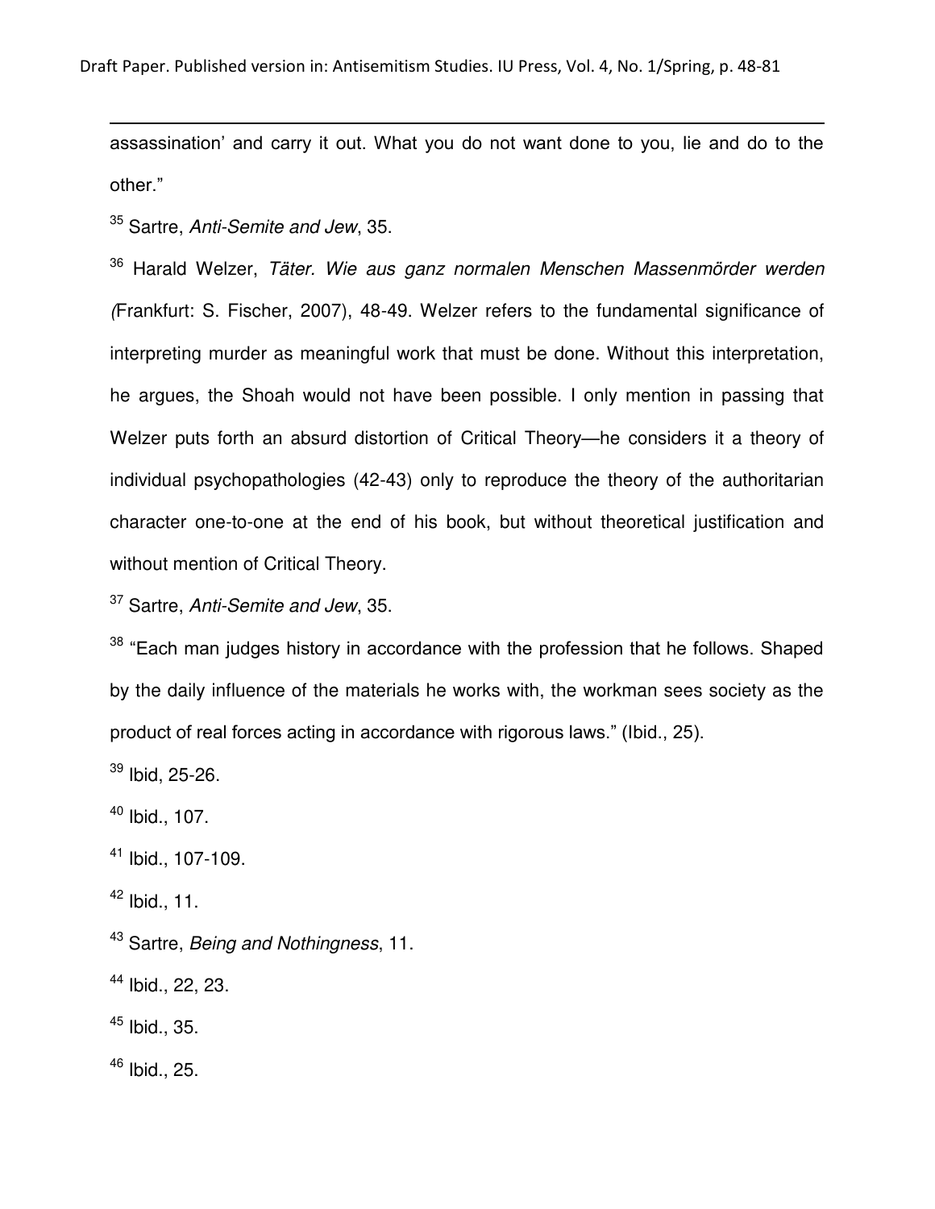assassination' and carry it out. What you do not want done to you, lie and do to the other."

[35] Sartre, *Anti-Semite and Jew*, 35.

[36] Harald Welzer, *Täter. Wie aus ganz normalen Menschen Massenmörder werden* (Frankfurt: S. Fischer, 2007), 48-49. Welzer refers to the fundamental significance of interpreting murder as meaningful work that must be done. Without this interpretation, he argues, the Shoah would not have been possible. I only mention in passing that Welzer puts forth an absurd distortion of Critical Theory—he considers it a theory of individual psychopathologies (42-43) only to reproduce the theory of the authoritarian character one-to-one at the end of his book, but without theoretical justification and without mention of Critical Theory.

[37] Sartre, *Anti-Semite and Jew*, 35.

[38] "Each man judges history in accordance with the profession that he follows. Shaped by the daily influence of the materials he works with, the workman sees society as the product of real forces acting in accordance with rigorous laws." (Ibid., 25).

[39] Ibid, 25-26.

[40] Ibid., 107.

[41] Ibid., 107-109.

[42] Ibid., 11.

[43] Sartre, *Being and Nothingness*, 11.

[44] Ibid., 22, 23.

[45] Ibid., 35.

[46] Ibid., 25.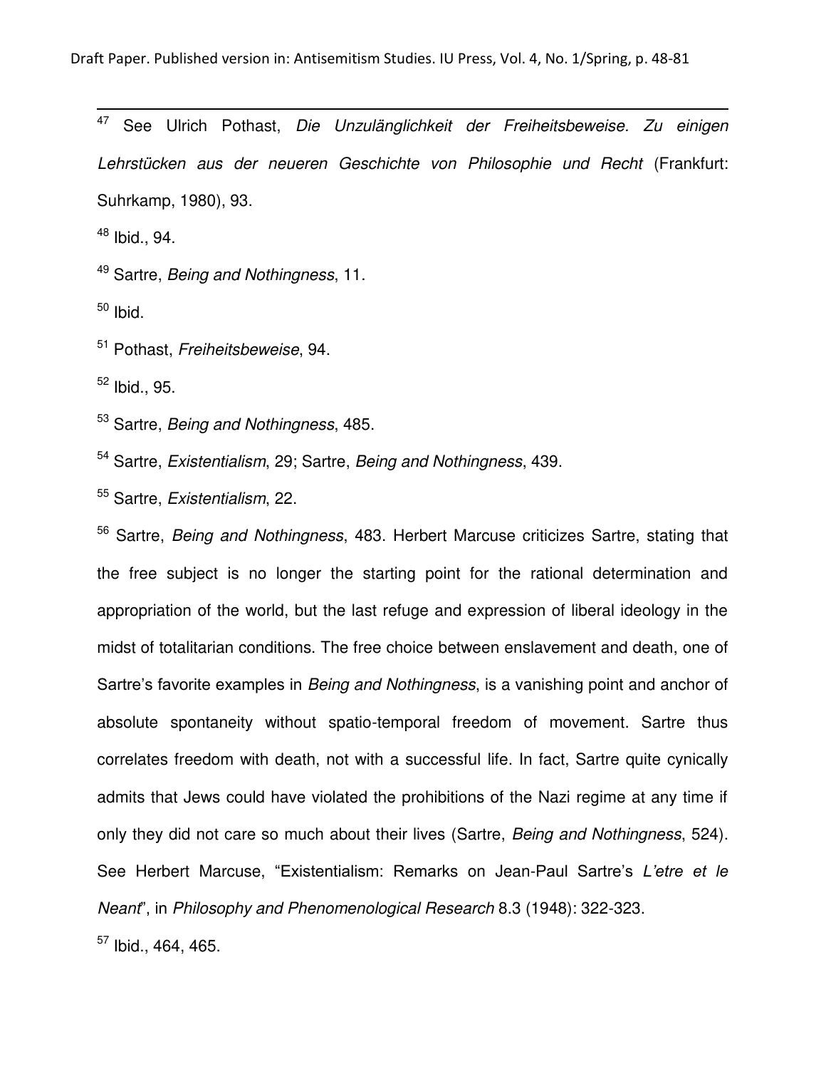[47] See Ulrich Pothast, *Die Unzulänglichkeit der Freiheitsbeweise. Zu einigen Lehrstücken aus der neueren Geschichte von Philosophie und Recht* (Frankfurt: Suhrkamp, 1980), 93.

[48] Ibid., 94.

[49] Sartre, *Being and Nothingness*, 11.

[50] Ibid.

[51] Pothast, *Freiheitsbeweise*, 94.

[52] Ibid., 95.

[53] Sartre, *Being and Nothingness*, 485.

[54] Sartre, *Existentialism*, 29; Sartre, *Being and Nothingness*, 439.

[55] Sartre, *Existentialism*, 22.

[56] Sartre, *Being and Nothingness*, 483. Herbert Marcuse criticizes Sartre, stating that the free subject is no longer the starting point for the rational determination and appropriation of the world, but the last refuge and expression of liberal ideology in the midst of totalitarian conditions. The free choice between enslavement and death, one of Sartre's favorite examples in *Being and Nothingness*, is a vanishing point and anchor of absolute spontaneity without spatio-temporal freedom of movement. Sartre thus correlates freedom with death, not with a successful life. In fact, Sartre quite cynically admits that Jews could have violated the prohibitions of the Nazi regime at any time if only they did not care so much about their lives (Sartre, *Being and Nothingness*, 524). See Herbert Marcuse, "Existentialism: Remarks on Jean-Paul Sartre's *L'etre et le Neant*", in *Philosophy and Phenomenological Research* 8.3 (1948): 322-323.

[57] Ibid., 464, 465.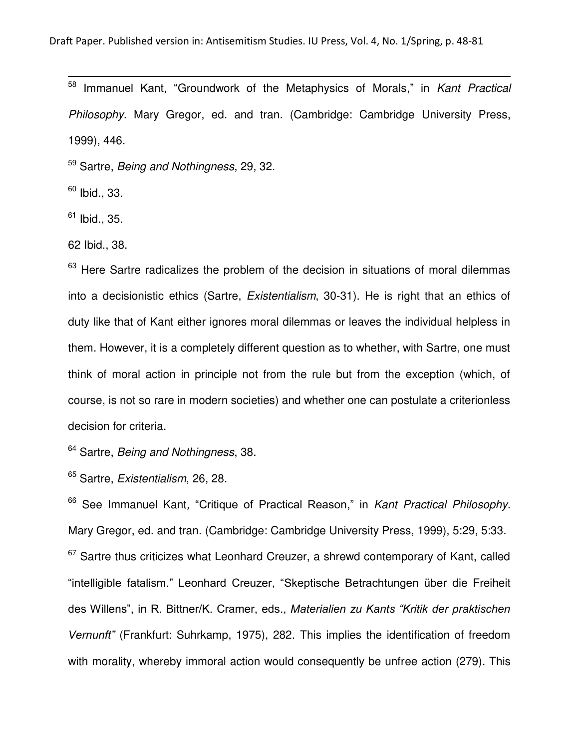[58] Immanuel Kant, "Groundwork of the Metaphysics of Morals," in *Kant Practical Philosophy*. Mary Gregor, ed. and tran. (Cambridge: Cambridge University Press, 1999), 446.

[59] Sartre, *Being and Nothingness*, 29, 32.

[60] Ibid., 33.

[61] Ibid., 35.

62 Ibid., 38.

[63] Here Sartre radicalizes the problem of the decision in situations of moral dilemmas into a decisionistic ethics (Sartre, *Existentialism*, 30-31). He is right that an ethics of duty like that of Kant either ignores moral dilemmas or leaves the individual helpless in them. However, it is a completely different question as to whether, with Sartre, one must think of moral action in principle not from the rule but from the exception (which, of course, is not so rare in modern societies) and whether one can postulate a criterionless decision for criteria.

[64] Sartre, *Being and Nothingness*, 38.

[65] Sartre, *Existentialism*, 26, 28.

[66] See Immanuel Kant, "Critique of Practical Reason," in *Kant Practical Philosophy*. Mary Gregor, ed. and tran. (Cambridge: Cambridge University Press, 1999), 5:29, 5:33.

[67] Sartre thus criticizes what Leonhard Creuzer, a shrewd contemporary of Kant, called "intelligible fatalism." Leonhard Creuzer, "Skeptische Betrachtungen über die Freiheit des Willens", in R. Bittner/K. Cramer, eds., *Materialien zu Kants "Kritik der praktischen Vernunft"* (Frankfurt: Suhrkamp, 1975), 282. This implies the identification of freedom with morality, whereby immoral action would consequently be unfree action (279). This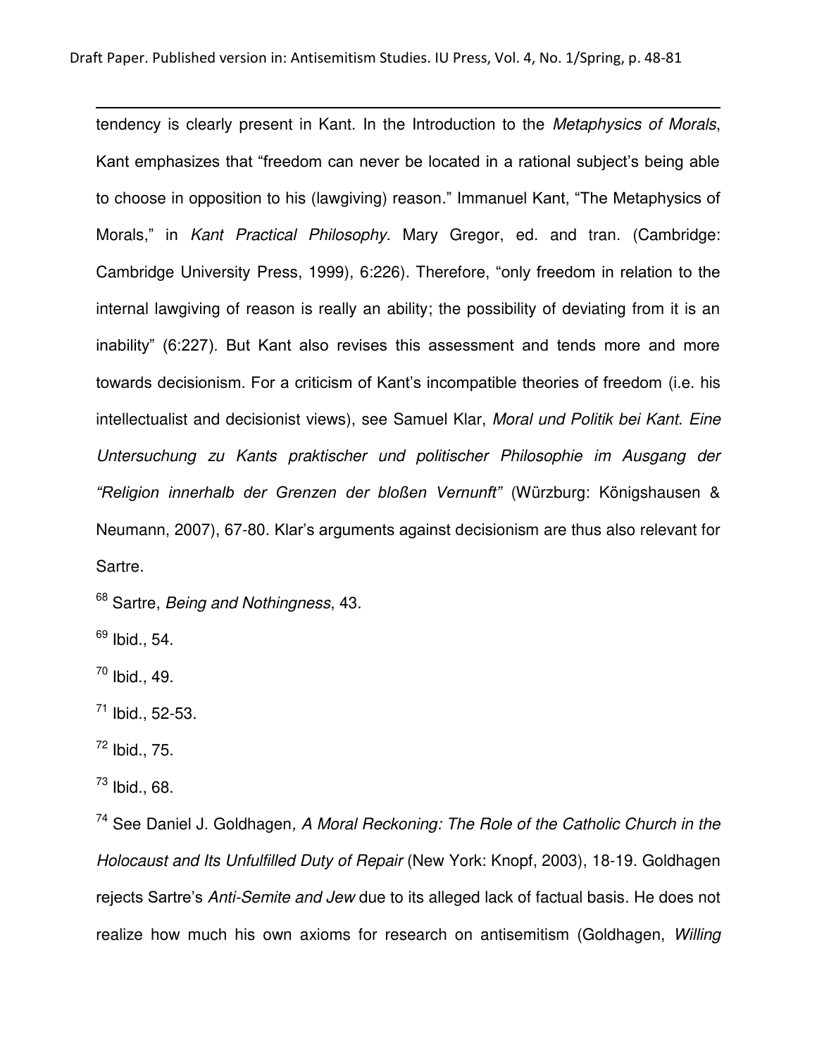tendency is clearly present in Kant. In the Introduction to the *Metaphysics of Morals*, Kant emphasizes that "freedom can never be located in a rational subject's being able to choose in opposition to his (lawgiving) reason." Immanuel Kant, "The Metaphysics of Morals," in *Kant Practical Philosophy*. Mary Gregor, ed. and tran. (Cambridge: Cambridge University Press, 1999), 6:226). Therefore, "only freedom in relation to the internal lawgiving of reason is really an ability; the possibility of deviating from it is an inability" (6:227). But Kant also revises this assessment and tends more and more towards decisionism. For a criticism of Kant's incompatible theories of freedom (i.e. his intellectualist and decisionist views), see Samuel Klar, *Moral und Politik bei Kant. Eine Untersuchung zu Kants praktischer und politischer Philosophie im Ausgang der "Religion innerhalb der Grenzen der bloßen Vernunft"* (Würzburg: Königshausen & Neumann, 2007), 67-80. Klar's arguments against decisionism are thus also relevant for Sartre.

[68] Sartre, *Being and Nothingness*, 43.

[69] Ibid., 54.

[70] Ibid., 49.

[71] Ibid., 52-53.

[72] Ibid., 75.

[73] Ibid., 68.

[74] See Daniel J. Goldhagen, *A Moral Reckoning: The Role of the Catholic Church in the Holocaust and Its Unfulfilled Duty of Repair* (New York: Knopf, 2003), 18-19. Goldhagen rejects Sartre's *Anti-Semite and Jew* due to its alleged lack of factual basis. He does not realize how much his own axioms for research on antisemitism (Goldhagen, *Willing*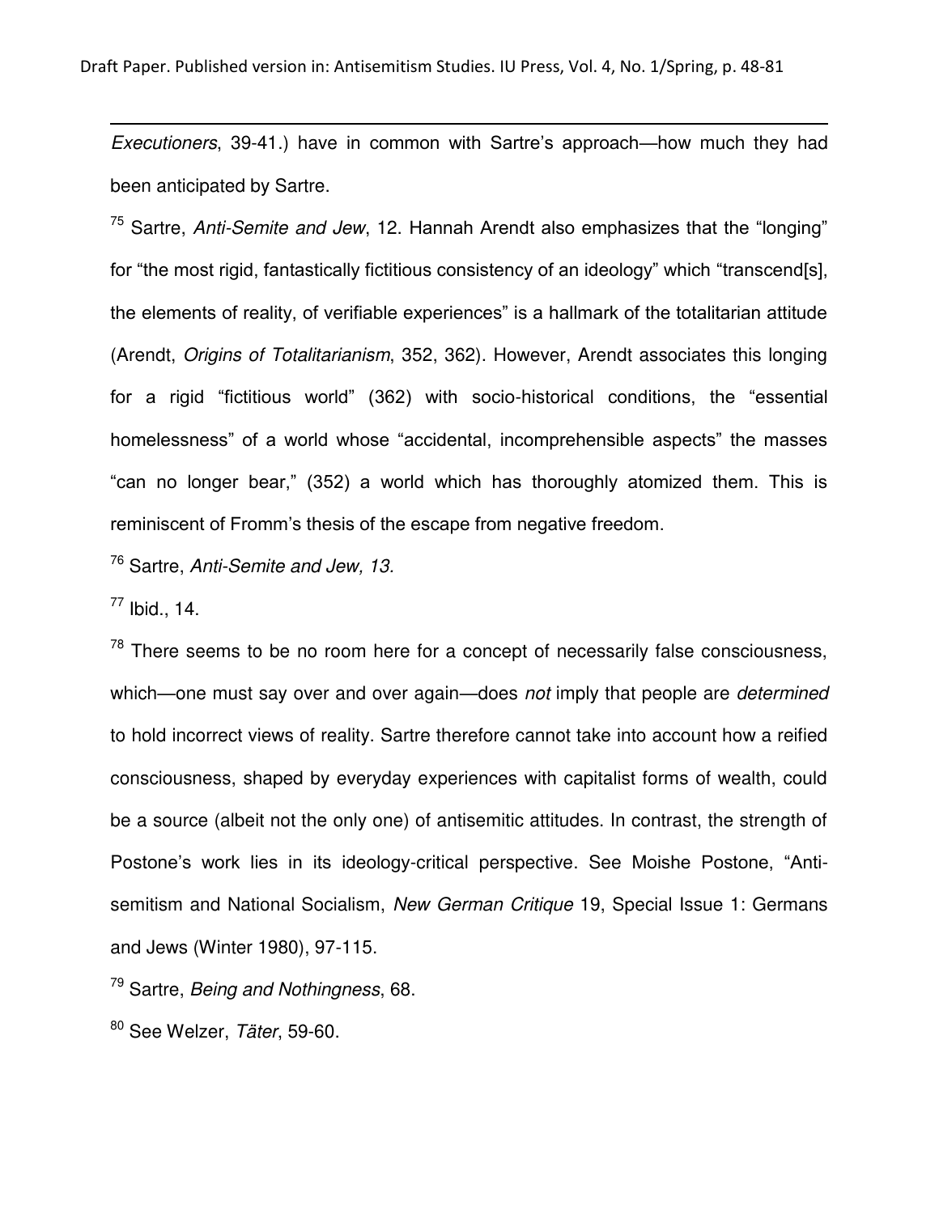*Executioners*, 39-41.) have in common with Sartre's approach—how much they had been anticipated by Sartre.

[75] Sartre, *Anti-Semite and Jew*, 12. Hannah Arendt also emphasizes that the "longing" for "the most rigid, fantastically fictitious consistency of an ideology" which "transcend[s], the elements of reality, of verifiable experiences" is a hallmark of the totalitarian attitude (Arendt, *Origins of Totalitarianism*, 352, 362). However, Arendt associates this longing for a rigid "fictitious world" (362) with socio-historical conditions, the "essential homelessness" of a world whose "accidental, incomprehensible aspects" the masses "can no longer bear," (352) a world which has thoroughly atomized them. This is reminiscent of Fromm's thesis of the escape from negative freedom.

[76] Sartre, *Anti-Semite and Jew, 13*.

[77] Ibid., 14.

[78] There seems to be no room here for a concept of necessarily false consciousness, which—one must say over and over again—does *not* imply that people are *determined* to hold incorrect views of reality. Sartre therefore cannot take into account how a reified consciousness, shaped by everyday experiences with capitalist forms of wealth, could be a source (albeit not the only one) of antisemitic attitudes. In contrast, the strength of Postone's work lies in its ideology-critical perspective. See Moishe Postone, "Anti-semitism and National Socialism, *New German Critique* 19, Special Issue 1: Germans and Jews (Winter 1980), 97-115.

[79] Sartre, *Being and Nothingness*, 68.

[80] See Welzer, *Täter*, 59-60.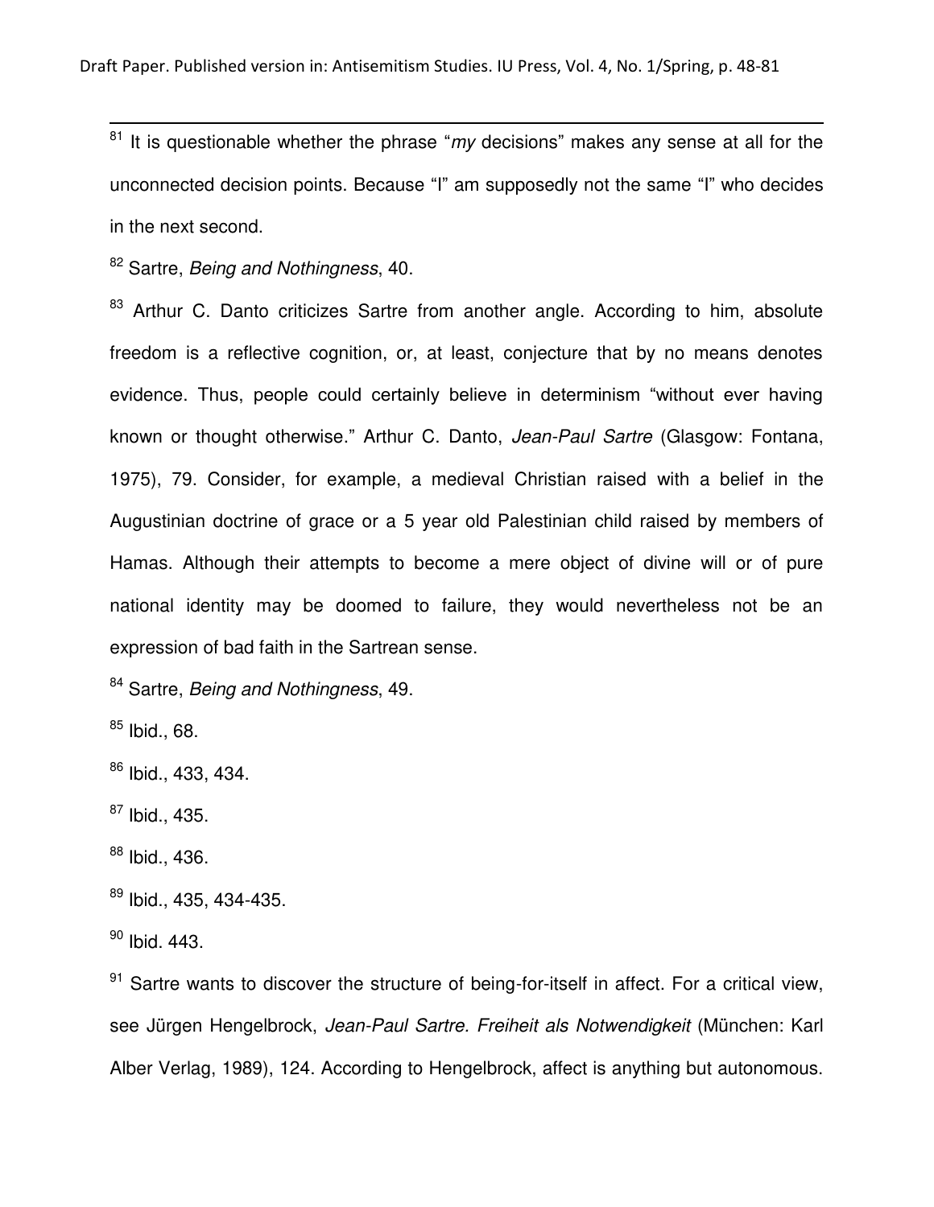[81] It is questionable whether the phrase "*my* decisions" makes any sense at all for the unconnected decision points. Because "I" am supposedly not the same "I" who decides in the next second.

[82] Sartre, *Being and Nothingness*, 40.

[83] Arthur C. Danto criticizes Sartre from another angle. According to him, absolute freedom is a reflective cognition, or, at least, conjecture that by no means denotes evidence. Thus, people could certainly believe in determinism "without ever having known or thought otherwise." Arthur C. Danto, *Jean-Paul Sartre* (Glasgow: Fontana, 1975), 79. Consider, for example, a medieval Christian raised with a belief in the Augustinian doctrine of grace or a 5 year old Palestinian child raised by members of Hamas. Although their attempts to become a mere object of divine will or of pure national identity may be doomed to failure, they would nevertheless not be an expression of bad faith in the Sartrean sense.

[84] Sartre, *Being and Nothingness*, 49.

[85] Ibid., 68.

[86] Ibid., 433, 434.

[87] Ibid., 435.

[88] Ibid., 436.

[89] Ibid., 435, 434-435.

[90] Ibid. 443.

[91] Sartre wants to discover the structure of being-for-itself in affect. For a critical view, see Jürgen Hengelbrock, *Jean-Paul Sartre. Freiheit als Notwendigkeit* (München: Karl Alber Verlag, 1989), 124. According to Hengelbrock, affect is anything but autonomous.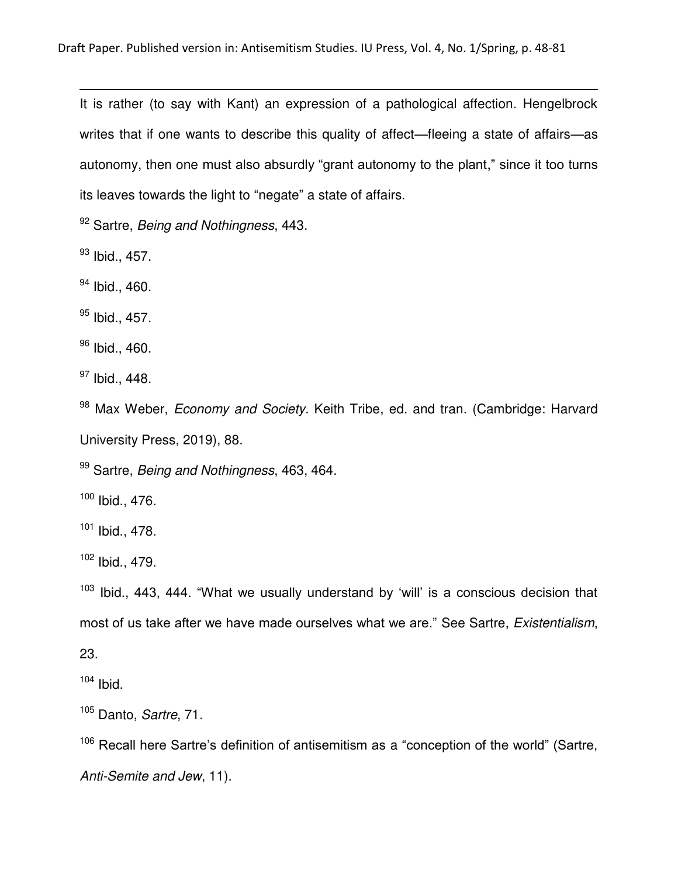It is rather (to say with Kant) an expression of a pathological affection. Hengelbrock writes that if one wants to describe this quality of affect—fleeing a state of affairs—as autonomy, then one must also absurdly "grant autonomy to the plant," since it too turns its leaves towards the light to "negate" a state of affairs.

[92] Sartre, *Being and Nothingness*, 443.

[93] Ibid., 457.

[94] Ibid., 460.

[95] Ibid., 457.

[96] Ibid., 460.

[97] Ibid., 448.

[98] Max Weber, *Economy and Society*. Keith Tribe, ed. and tran. (Cambridge: Harvard University Press, 2019), 88.

[99] Sartre, *Being and Nothingness*, 463, 464.

[100] Ibid., 476.

[101] Ibid., 478.

[102] Ibid., 479.

[103] Ibid., 443, 444. "What we usually understand by 'will' is a conscious decision that most of us take after we have made ourselves what we are." See Sartre, *Existentialism*, 23.

[104] Ibid.

[105] Danto, *Sartre*, 71.

[106] Recall here Sartre's definition of antisemitism as a "conception of the world" (Sartre, *Anti-Semite and Jew*, 11).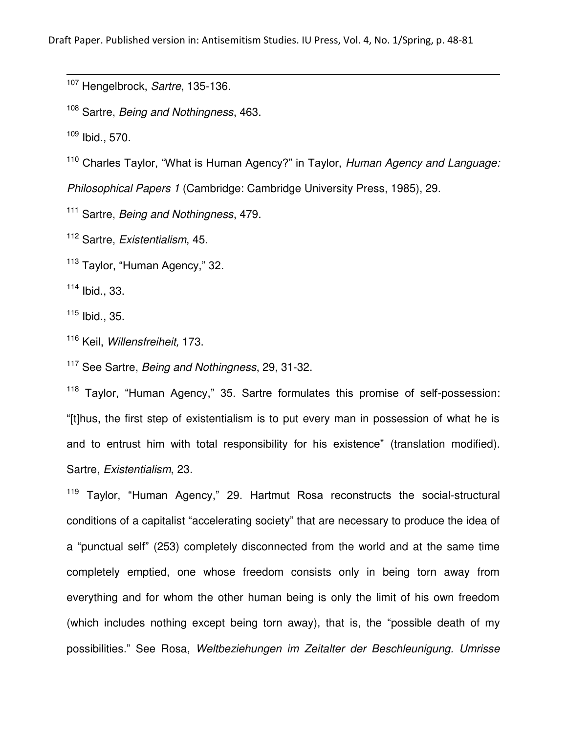[107] Hengelbrock, *Sartre*, 135-136.

[108] Sartre, *Being and Nothingness*, 463.

[109] Ibid., 570.

[110] Charles Taylor, "What is Human Agency?" in Taylor, *Human Agency and Language: Philosophical Papers 1* (Cambridge: Cambridge University Press, 1985), 29.

[111] Sartre, *Being and Nothingness*, 479.

[112] Sartre, *Existentialism*, 45.

[113] Taylor, "Human Agency," 32.

[114] Ibid., 33.

[115] Ibid., 35.

[116] Keil, *Willensfreiheit,* 173.

[117] See Sartre, *Being and Nothingness*, 29, 31-32.

[118] Taylor, "Human Agency," 35. Sartre formulates this promise of self-possession: "[t]hus, the first step of existentialism is to put every man in possession of what he is and to entrust him with total responsibility for his existence" (translation modified). Sartre, *Existentialism*, 23.

[119] Taylor, "Human Agency," 29. Hartmut Rosa reconstructs the social-structural conditions of a capitalist "accelerating society" that are necessary to produce the idea of a "punctual self" (253) completely disconnected from the world and at the same time completely emptied, one whose freedom consists only in being torn away from everything and for whom the other human being is only the limit of his own freedom (which includes nothing except being torn away), that is, the "possible death of my possibilities." See Rosa, *Weltbeziehungen im Zeitalter der Beschleunigung. Umrisse*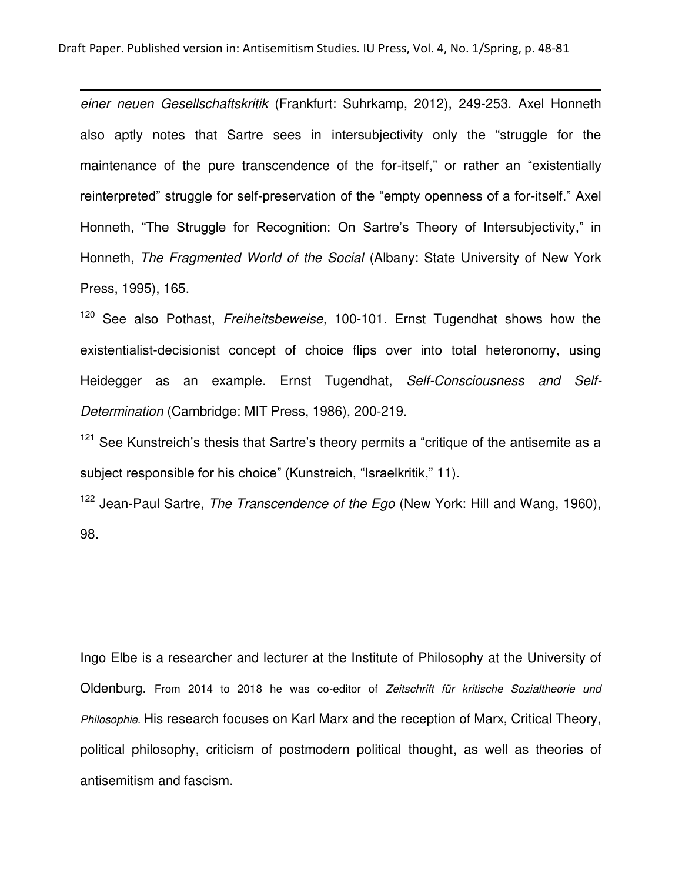*einer neuen Gesellschaftskritik* (Frankfurt: Suhrkamp, 2012), 249-253. Axel Honneth also aptly notes that Sartre sees in intersubjectivity only the "struggle for the maintenance of the pure transcendence of the for-itself," or rather an "existentially reinterpreted" struggle for self-preservation of the "empty openness of a for-itself." Axel Honneth, "The Struggle for Recognition: On Sartre's Theory of Intersubjectivity," in Honneth, *The Fragmented World of the Social* (Albany: State University of New York Press, 1995), 165.

[120] See also Pothast, *Freiheitsbeweise,* 100-101. Ernst Tugendhat shows how the existentialist-decisionist concept of choice flips over into total heteronomy, using Heidegger as an example. Ernst Tugendhat, *Self-Consciousness and Self-Determination* (Cambridge: MIT Press, 1986), 200-219.

[121] See Kunstreich's thesis that Sartre's theory permits a "critique of the antisemite as a subject responsible for his choice" (Kunstreich, "Israelkritik," 11).

[122] Jean-Paul Sartre, *The Transcendence of the Ego* (New York: Hill and Wang, 1960), 98.

Ingo Elbe is a researcher and lecturer at the Institute of Philosophy at the University of Oldenburg. From 2014 to 2018 he was co-editor of *Zeitschrift für kritische Sozialtheorie und Philosophie*. His research focuses on Karl Marx and the reception of Marx, Critical Theory, political philosophy, criticism of postmodern political thought, as well as theories of antisemitism and fascism.